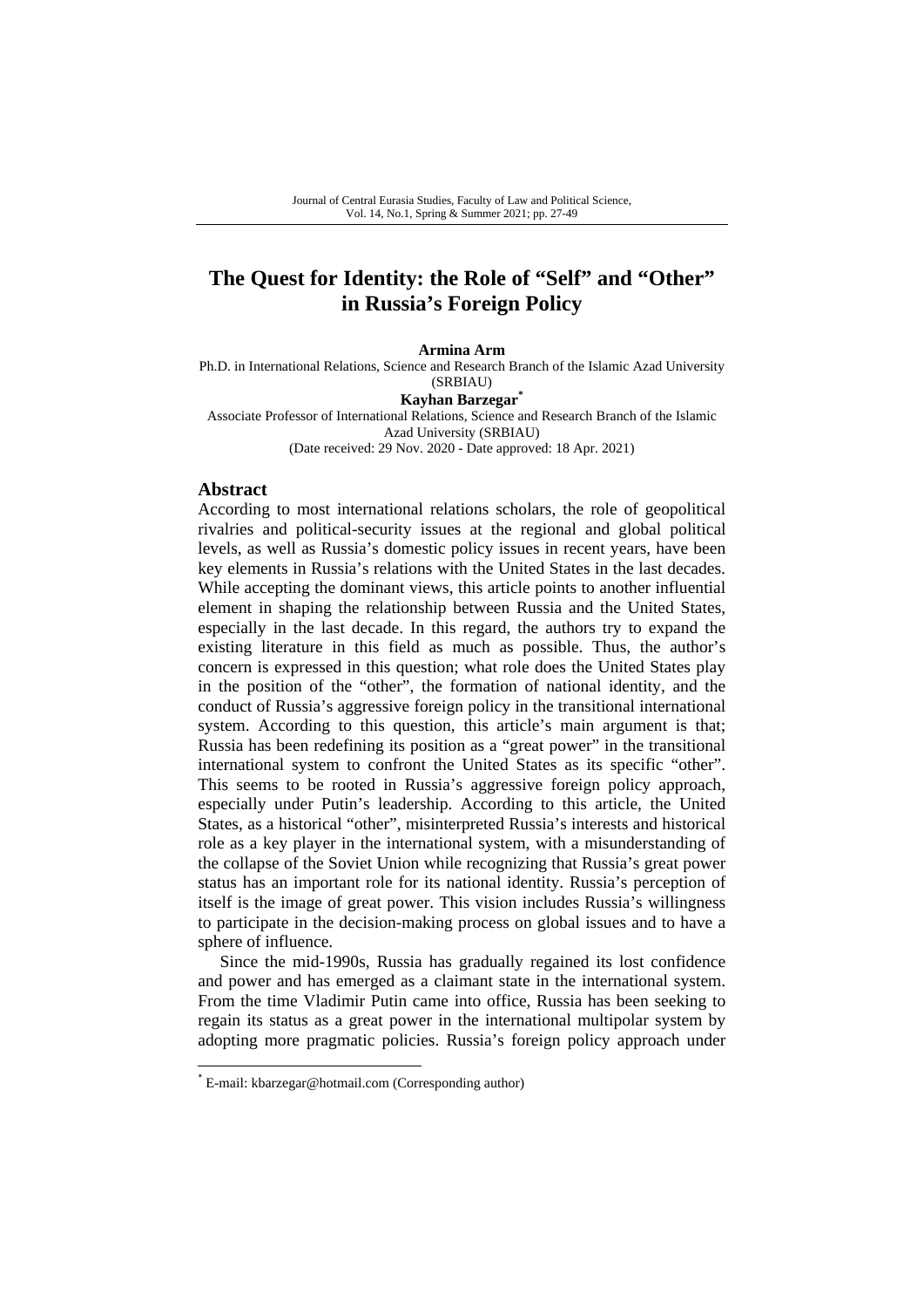# The Quest for Identity: the Role of "Self" and "Other" in Russia's Foreign Policy

**Armina Arm**

Ph.D. in International Relations, Science and Research Branch of the Islamic Azad University (SRBIAU)

**Kayhan Barzegar**[*]

Associate Professor of International Relations, Science and Research Branch of the Islamic Azad University (SRBIAU)

(Date received: 29 Nov. 2020 - Date approved: 18 Apr. 2021)

## Abstract

According to most international relations scholars, the role of geopolitical rivalries and political-security issues at the regional and global political levels, as well as Russia's domestic policy issues in recent years, have been key elements in Russia's relations with the United States in the last decades. While accepting the dominant views, this article points to another influential element in shaping the relationship between Russia and the United States, especially in the last decade. In this regard, the authors try to expand the existing literature in this field as much as possible. Thus, the author's concern is expressed in this question; what role does the United States play in the position of the "other", the formation of national identity, and the conduct of Russia's aggressive foreign policy in the transitional international system. According to this question, this article's main argument is that; Russia has been redefining its position as a "great power" in the transitional international system to confront the United States as its specific "other". This seems to be rooted in Russia's aggressive foreign policy approach, especially under Putin's leadership. According to this article, the United States, as a historical "other", misinterpreted Russia's interests and historical role as a key player in the international system, with a misunderstanding of the collapse of the Soviet Union while recognizing that Russia's great power status has an important role for its national identity. Russia's perception of itself is the image of great power. This vision includes Russia's willingness to participate in the decision-making process on global issues and to have a sphere of influence.

Since the mid-1990s, Russia has gradually regained its lost confidence and power and has emerged as a claimant state in the international system. From the time Vladimir Putin came into office, Russia has been seeking to regain its status as a great power in the international multipolar system by adopting more pragmatic policies. Russia's foreign policy approach under

[*] E-mail: kbarzegar@hotmail.com (Corresponding author)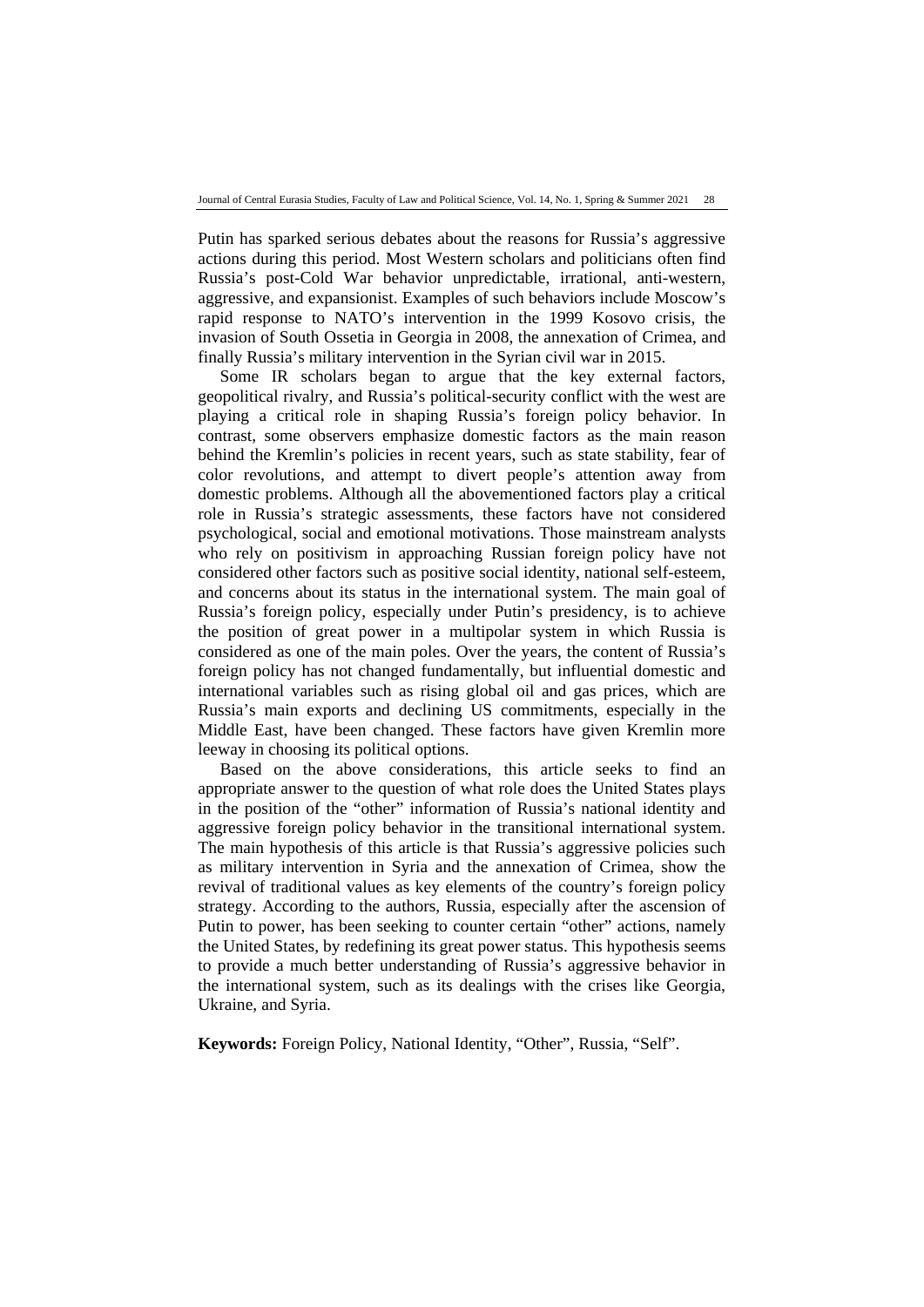Putin has sparked serious debates about the reasons for Russia's aggressive actions during this period. Most Western scholars and politicians often find Russia's post-Cold War behavior unpredictable, irrational, anti-western, aggressive, and expansionist. Examples of such behaviors include Moscow's rapid response to NATO's intervention in the 1999 Kosovo crisis, the invasion of South Ossetia in Georgia in 2008, the annexation of Crimea, and finally Russia's military intervention in the Syrian civil war in 2015.

Some IR scholars began to argue that the key external factors, geopolitical rivalry, and Russia's political-security conflict with the west are playing a critical role in shaping Russia's foreign policy behavior. In contrast, some observers emphasize domestic factors as the main reason behind the Kremlin's policies in recent years, such as state stability, fear of color revolutions, and attempt to divert people's attention away from domestic problems. Although all the abovementioned factors play a critical role in Russia's strategic assessments, these factors have not considered psychological, social and emotional motivations. Those mainstream analysts who rely on positivism in approaching Russian foreign policy have not considered other factors such as positive social identity, national self-esteem, and concerns about its status in the international system. The main goal of Russia's foreign policy, especially under Putin's presidency, is to achieve the position of great power in a multipolar system in which Russia is considered as one of the main poles. Over the years, the content of Russia's foreign policy has not changed fundamentally, but influential domestic and international variables such as rising global oil and gas prices, which are Russia's main exports and declining US commitments, especially in the Middle East, have been changed. These factors have given Kremlin more leeway in choosing its political options.

Based on the above considerations, this article seeks to find an appropriate answer to the question of what role does the United States plays in the position of the "other" information of Russia's national identity and aggressive foreign policy behavior in the transitional international system. The main hypothesis of this article is that Russia's aggressive policies such as military intervention in Syria and the annexation of Crimea, show the revival of traditional values as key elements of the country's foreign policy strategy. According to the authors, Russia, especially after the ascension of Putin to power, has been seeking to counter certain "other" actions, namely the United States, by redefining its great power status. This hypothesis seems to provide a much better understanding of Russia's aggressive behavior in the international system, such as its dealings with the crises like Georgia, Ukraine, and Syria.

**Keywords:** Foreign Policy, National Identity, "Other", Russia, "Self".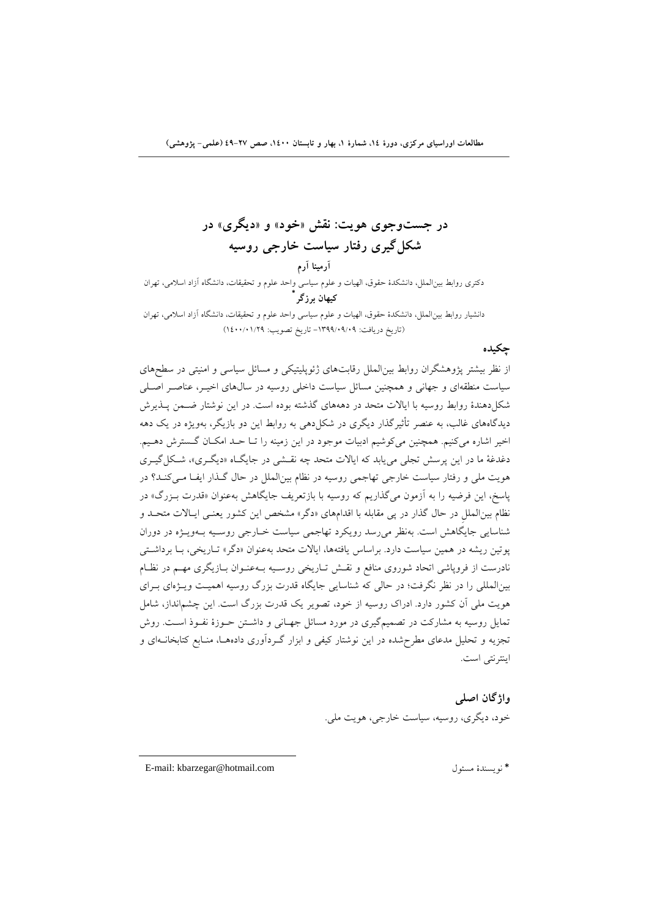# در جست‌وجوی هویت: نقش «خود» و «دیگری» در شکل‌گیری رفتار سیاست خارجی روسیه

**آرمینا آرم**

دکتری روابط بین‌الملل، دانشکدهٔ حقوق، الهیات و علوم سیاسی واحد علوم و تحقیقات، دانشگاه آزاد اسلامی، تهران

**کیهان برزگر** *

دانشیار روابط بین‌الملل، دانشکدهٔ حقوق، الهیات و علوم سیاسی واحد علوم و تحقیقات، دانشگاه آزاد اسلامی، تهران

(تاریخ دریافت: ۱۳۹۹/۰۹/۰۹- تاریخ تصویب: ۱۴۰۰/۰۱/۲۹)

## چکیده

از نظر بیشتر پژوهشگران روابط بین‌الملل رقابت‌های ژئوپلیتیکی و مسائل سیاسی و امنیتی در سطح‌های سیاست منطقه‌ای و جهانی و همچنین مسائل سیاست داخلی روسیه در سال‌های اخیر، عناصر اصلی شکل‌دهندهٔ روابط روسیه با ایالات متحد در دهه‌های گذشته بوده است. در این نوشتار ضمن پذیرش دیدگاه‌های غالب، به عنصر تأثیرگذار دیگری در شکل‌دهی به روابط این دو بازیگر، به‌ویژه در یک دهه اخیر اشاره می‌کنیم. همچنین می‌کوشیم ادبیات موجود در این زمینه را تا حد امکان گسترش دهیم. دغدغهٔ ما در این پرسش تجلی می‌یابد که ایالات متحد چه نقشی در جایگاه «دیگری»، شکل‌گیری هویت ملی و رفتار سیاست خارجی تهاجمی روسیه در نظام بین‌الملل در حال گذار ایفا می‌کند؟ در پاسخ، این فرضیه را به آزمون می‌گذاریم که روسیه با بازتعریف جایگاهش به‌عنوان «قدرت بزرگ» در نظام بین‌المللِ در حال گذار در پی مقابله با اقدام‌های «دگر» مشخص این کشور یعنی ایالات متحد و شناسایی جایگاهش است. به‌نظر می‌رسد رویکرد تهاجمی سیاست خارجی روسیه به‌ویژه در دوران پوتین ریشه در همین سیاست دارد. براساس یافته‌ها، ایالات متحد به‌عنوان «دگر» تاریخی، با برداشتی نادرست از فروپاشی اتحاد شوروی منافع و نقش تاریخی روسیه به‌عنوان بازیگری مهم در نظام بین‌المللی را در نظر نگرفت؛ در حالی که شناسایی جایگاه قدرت بزرگ روسیه اهمیت ویژه‌ای برای هویت ملی آن کشور دارد. ادراک روسیه از خود، تصویر یک قدرت بزرگ است. این چشم‌انداز، شامل تمایل روسیه به مشارکت در تصمیم‌گیری در مورد مسائل جهانی و داشتن حوزهٔ نفوذ است. روش تجزیه و تحلیل مدعای مطرح‌شده در این نوشتار کیفی و ابزار گردآوری داده‌ها، منابع کتابخانه‌ای و اینترنتی است.

## واژگان اصلی

خود، دیگری، روسیه، سیاست خارجی، هویت ملی.

---

* نویسندهٔ مسئول    E-mail: kbarzegar@hotmail.com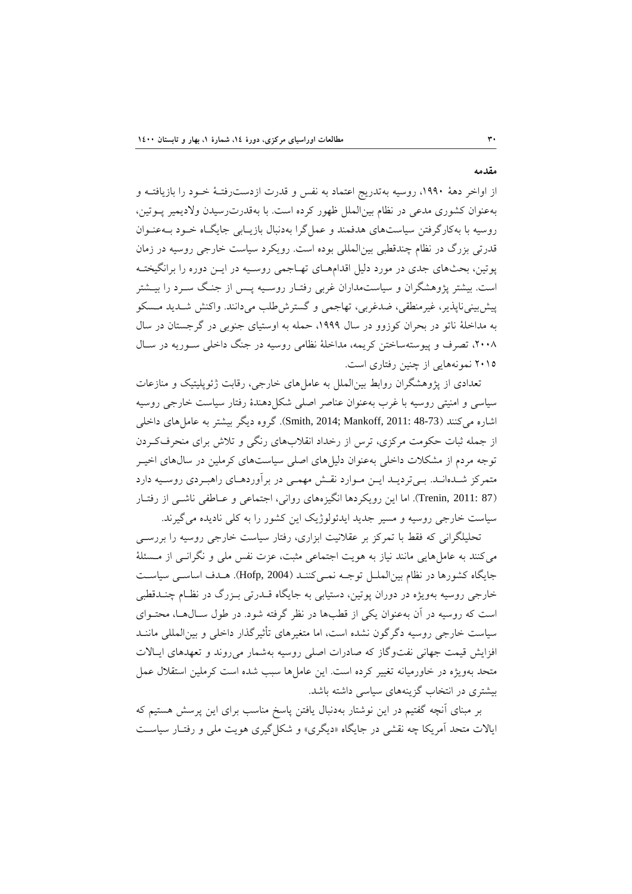## مقدمه

از اواخر دهۀ ۱۹۹۰، روسیه به‌تدریج اعتماد به نفس و قدرت ازدست‌رفتۀ خـود را بازیافتـه و به‌عنوان کشوری مدعی در نظام بین‌الملل ظهور کرده است. با به‌قدرت‌رسیدن ولادیمیر پـوتین، روسیه با به‌کارگرفتن سیاست‌های هدفمند و عمل‌گرا به‌دنبال بازیـابی جایگـاه خـود بـه‌عنـوان قدرتی بزرگ در نظام چندقطبی بین‌المللی بوده است. رویکرد سیاست خارجی روسیه در زمان پوتین، بحث‌های جدی در مورد دلیل اقدام‌هـای تهـاجمی روسـیه در ایـن دوره را برانگیختـه است. بیشتر پژوهشگران و سیاست‌مداران غربی رفتـار روسـیه پـس از جنـگ سـرد را بیـشتر پیش‌بینی‌ناپذیر، غیرمنطقی، ضدغربی، تهاجمی و گسترش‌طلب می‌دانند. واکنش شـدید مـسکو به مداخلۀ ناتو در بحران کوزوو در سال ۱۹۹۹، حمله به اوستیای جنوبی در گرجستان در سال ۲۰۰۸، تصرف و پیوسته‌ساختن کریمه، مداخلۀ نظامی روسیه در جنگ داخلی سـوریه در سـال ۲۰۱۵ نمونه‌هایی از چنین رفتاری است.

تعدادی از پژوهشگران روابط بین‌الملل به عامل‌های خارجی، رقابت ژئوپلیتیک و منازعات سیاسی و امنیتی روسیه با غرب به‌عنوان عناصر اصلی شکل‌دهندۀ رفتار سیاست خارجی روسیه اشاره می‌کنند (Smith, 2014; Mankoff, 2011: 48-73). گروه دیگر بیشتر به عامل‌های داخلی از جمله ثبات حکومت مرکزی، ترس از رخداد انقلاب‌های رنگی و تلاش برای منحرف‌کـردن توجه مردم از مشکلات داخلی به‌عنوان دلیل‌های اصلی سیاست‌های کرملین در سال‌های اخیـر متمرکز شـده‌انـد. بـی‌تردیـد ایـن مـوارد نقـش مهمـی در برآوردهـای راهبـردی روسـیه دارد (Trenin, 2011: 87). اما این رویکردها انگیزه‌های روانی، اجتماعی و عـاطفی ناشـی از رفتـار سیاست خارجی روسیه و مسیر جدید ایدئولوژیک این کشور را به کلی نادیده می‌گیرند.

تحلیلگرانی که فقط با تمرکز بر عقلانیت ابزاری، رفتار سیاست خارجی روسیه را بررسـی می‌کنند به عامل‌هایی مانند نیاز به هویت اجتماعی مثبت، عزت نفس ملی و نگرانـی از مـسئلۀ جایگاه کشورها در نظام بین‌الملـل توجـه نمـی‌کننـد (Hofp, 2004). هـدف اساسـی سیاسـت خارجی روسیه به‌ویژه در دوران پوتین، دستیابی به جایگاه قـدرتی بـزرگ در نظـام چنـدقطبی است که روسیه در آن به‌عنوان یکی از قطب‌ها در نظر گرفته شود. در طول سـال‌هـا، محتـوای سیاست خارجی روسیه دگرگون نشده است، اما متغیرهای تأثیرگذار داخلی و بین‌المللی ماننـد افزایش قیمت جهانی نفت‌وگاز که صادرات اصلی روسیه به‌شمار می‌روند و تعهدهای ایـالات متحد به‌ویژه در خاورمیانه تغییر کرده است. این عامل‌ها سبب شده است کرملین استقلال عمل بیشتری در انتخاب گزینه‌های سیاسی داشته باشد.

بر مبنای آنچه گفتیم در این نوشتار به‌دنبال یافتن پاسخ مناسب برای این پرسش هستیم که ایالات متحد آمریکا چه نقشی در جایگاه «دیگری» و شکل‌گیری هویت ملی و رفتـار سیاسـت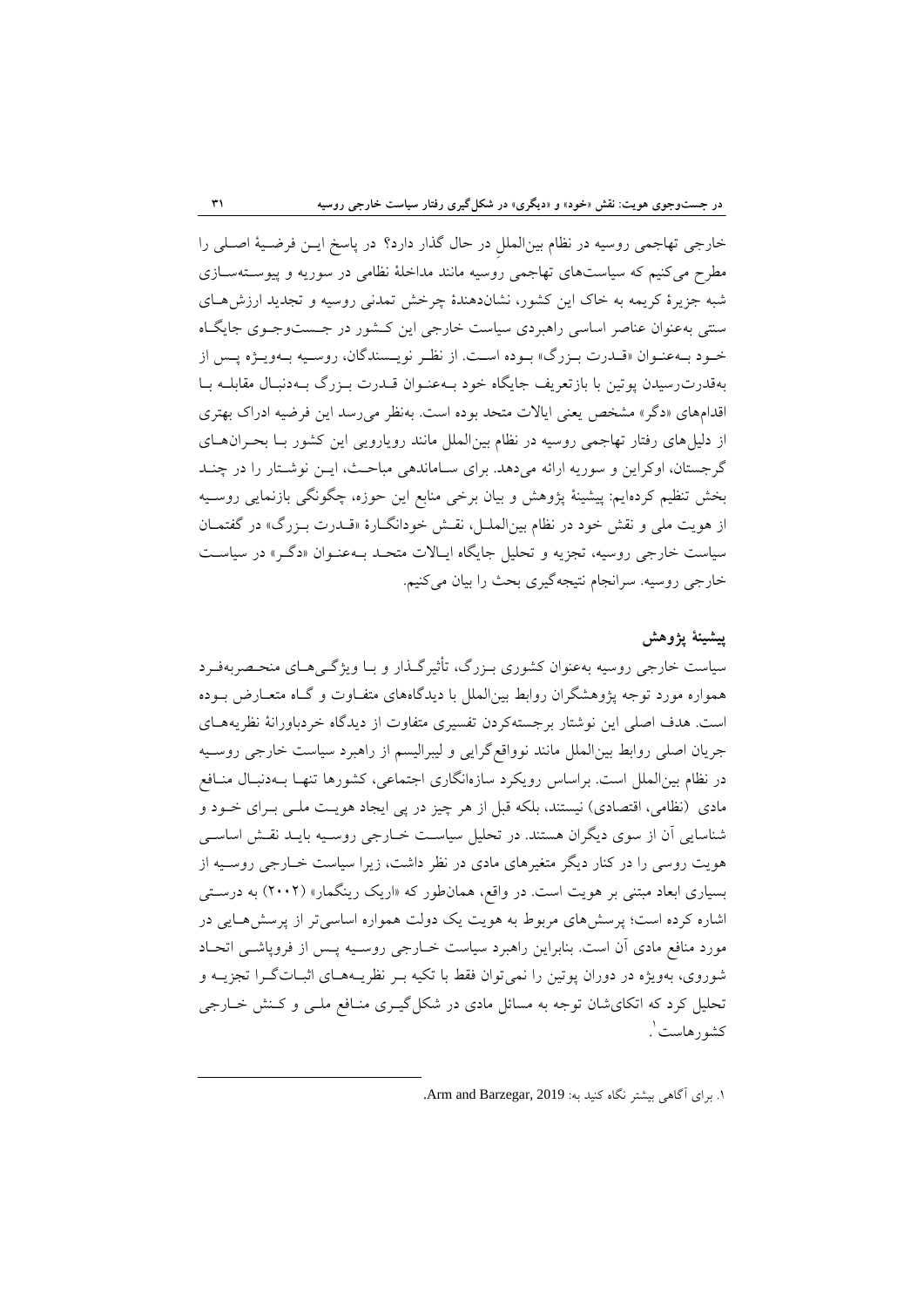خارجی تهاجمی روسیه در نظام بین‌المللِ در حال گذار دارد؟ در پاسخ این فرضیهٔ اصلی را مطرح می‌کنیم که سیاست‌های تهاجمی روسیه مانند مداخلهٔ نظامی در سوریه و پیوسته‌سازی شبه جزیرهٔ کریمه به خاک این کشور، نشان‌دهندهٔ چرخش تمدنی روسیه و تجدید ارزش‌های سنتی به‌عنوان عناصر اساسی راهبردی سیاست خارجی این کشور در جست‌وجوی جایگاه خود به‌عنوان «قدرت بزرگ» بوده است. از نظر نویسندگان، روسیه به‌ویژه پس از به‌قدرت‌رسیدن پوتین با بازتعریف جایگاه خود به‌عنوان قدرت بزرگ به‌دنبال مقابله با اقدام‌های «دگر» مشخص یعنی ایالات متحد بوده است. به‌نظر می‌رسد این فرضیه ادراک بهتری از دلیل‌های رفتار تهاجمی روسیه در نظام بین‌الملل مانند رویارویی این کشور با بحران‌های گرجستان، اوکراین و سوریه ارائه می‌دهد. برای ساماندهی مباحث، این نوشتار را در چند بخش تنظیم کرده‌ایم: پیشینهٔ پژوهش و بیان برخی منابع این حوزه، چگونگی بازنمایی روسیه از هویت ملی و نقش خود در نظام بین‌الملل، نقش خودانگارهٔ «قدرت بزرگ» در گفتمان سیاست خارجی روسیه، تجزیه و تحلیل جایگاه ایالات متحد به‌عنوان «دگر» در سیاست خارجی روسیه. سرانجام نتیجه‌گیری بحث را بیان می‌کنیم.

## پیشینهٔ پژوهش

سیاست خارجی روسیه به‌عنوان کشوری بزرگ، تأثیرگذار و با ویژگی‌های منحصربه‌فرد همواره مورد توجه پژوهشگران روابط بین‌الملل با دیدگاه‌های متفاوت و گاه متعارض بوده است. هدف اصلی این نوشتار برجسته‌کردن تفسیری متفاوت از دیدگاه خردباورانهٔ نظریه‌های جریان اصلی روابط بین‌الملل مانند نوواقع‌گرایی و لیبرالیسم از راهبرد سیاست خارجی روسیه در نظام بین‌الملل است. براساس رویکرد سازه‌انگاری اجتماعی، کشورها تنها به‌دنبال منافع مادی (نظامی، اقتصادی) نیستند، بلکه قبل از هر چیز در پی ایجاد هویت ملی برای خود و شناسایی آن از سوی دیگران هستند. در تحلیل سیاست خارجی روسیه باید نقش اساسی هویت روسی را در کنار دیگر متغیرهای مادی در نظر داشت، زیرا سیاست خارجی روسیه از بسیاری ابعاد مبتنی بر هویت است. در واقع، همان‌طور که «اریک رینگمار» (۲۰۰۲) به درستی اشاره کرده است؛ پرسش‌های مربوط به هویت یک دولت همواره اساسی‌تر از پرسش‌هایی در مورد منافع مادی آن است. بنابراین راهبرد سیاست خارجی روسیه پس از فروپاشی اتحاد شوروی، به‌ویژه در دوران پوتین را نمی‌توان فقط با تکیه بر نظریه‌های اثبات‌گرا تجزیه و تحلیل کرد که اتکای‌شان توجه به مسائل مادی در شکل‌گیری منافع ملی و کنش خارجی کشورهاست[1].

---

۱. برای آگاهی بیشتر نگاه کنید به: Arm and Barzegar, 2019.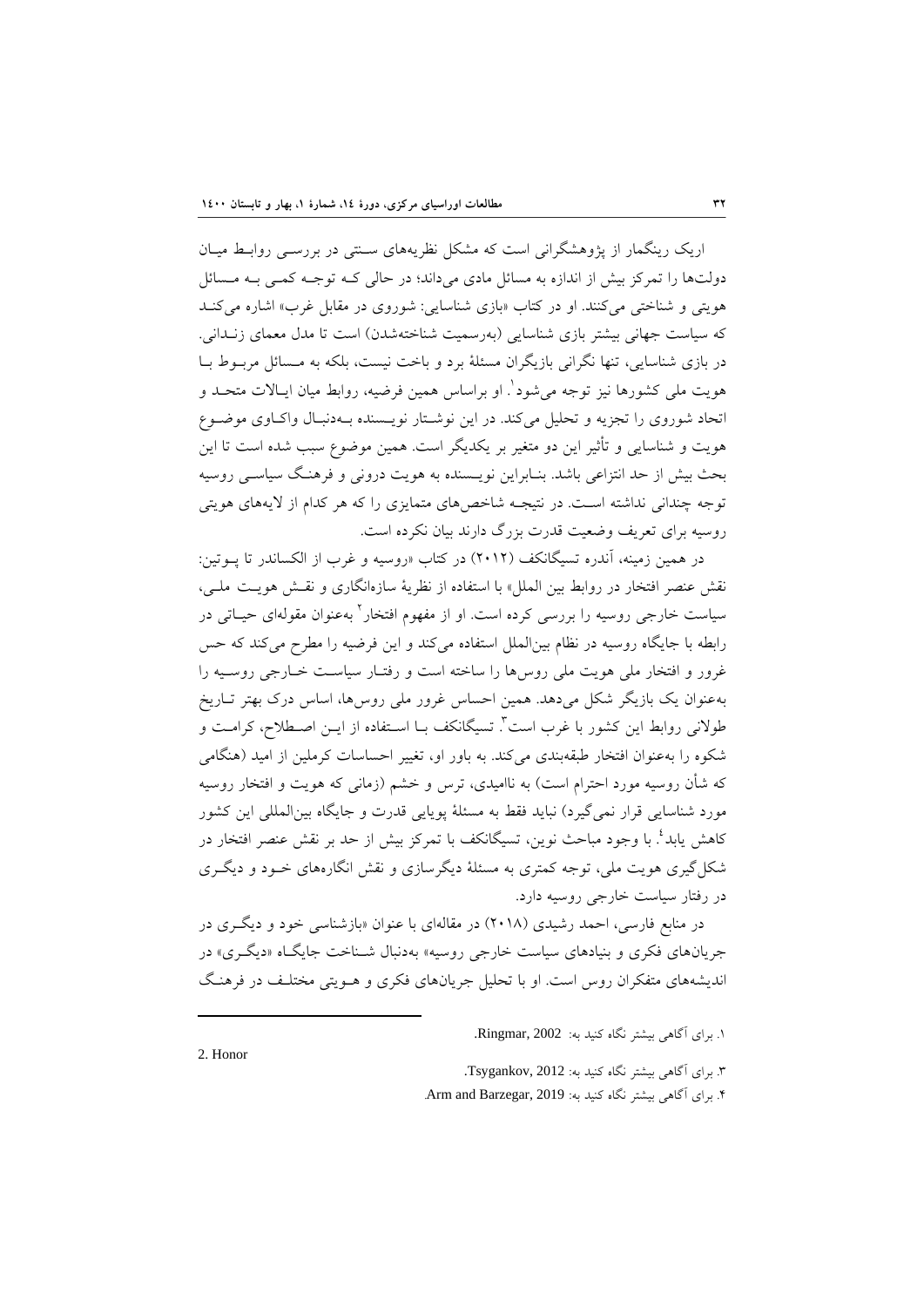اریک رینگمار از پژوهشگرانی است که مشکل نظریه‌های سنتی در بررسی روابط میان دولت‌ها را تمرکز بیش از اندازه به مسائل مادی می‌داند؛ در حالی که توجه کمی به مسائل هویتی و شناختی می‌کنند. او در کتاب «بازی شناسایی: شوروی در مقابل غرب» اشاره می‌کند که سیاست جهانی بیشتر بازی شناسایی (به‌رسمیت شناخته‌شدن) است تا مدل معمای زندانی. در بازی شناسایی، تنها نگرانی بازیگران مسئلهٔ برد و باخت نیست، بلکه به مسائل مربوط با هویت ملی کشورها نیز توجه می‌شود[1]. او براساس همین فرضیه، روابط میان ایالات متحد و اتحاد شوروی را تجزیه و تحلیل می‌کند. در این نوشتار نویسنده به‌دنبال واکاوی موضوع هویت و شناسایی و تأثیر این دو متغیر بر یکدیگر است. همین موضوع سبب شده است تا این بحث بیش از حد انتزاعی باشد. بنابراین نویسنده به هویت درونی و فرهنگ سیاسی روسیه توجه چندانی نداشته است. در نتیجه شاخص‌های متمایزی را که هر کدام از لایه‌های هویتی روسیه برای تعریف وضعیت قدرت بزرگ دارند بیان نکرده است.

در همین زمینه، آندره تسیگانکف (۲۰۱۲) در کتاب «روسیه و غرب از الکساندر تا پوتین: نقش عنصر افتخار در روابط بین الملل» با استفاده از نظریهٔ سازه‌انگاری و نقش هویت ملی، سیاست خارجی روسیه را بررسی کرده است. او از مفهوم افتخار[2] به‌عنوان مقوله‌ای حیاتی در رابطه با جایگاه روسیه در نظام بین‌الملل استفاده می‌کند و این فرضیه را مطرح می‌کند که حس غرور و افتخار ملی هویت ملی روس‌ها را ساخته است و رفتار سیاست خارجی روسیه را به‌عنوان یک بازیگر شکل می‌دهد. همین احساس غرور ملی روس‌ها، اساس درک بهتر تاریخ طولانی روابط این کشور با غرب است[3]. تسیگانکف با استفاده از این اصطلاح، کرامت و شکوه را به‌عنوان افتخار طبقه‌بندی می‌کند. به باور او، تغییر احساسات کرملین از امید (هنگامی که شأن روسیه مورد احترام است) به ناامیدی، ترس و خشم (زمانی که هویت و افتخار روسیه مورد شناسایی قرار نمی‌گیرد) نباید فقط به مسئلهٔ پویایی قدرت و جایگاه بین‌المللی این کشور کاهش یابد[4]. با وجود مباحث نوین، تسیگانکف با تمرکز بیش از حد بر نقش عنصر افتخار در شکل‌گیری هویت ملی، توجه کمتری به مسئلهٔ دیگرسازی و نقش انگاره‌های خود و دیگری در رفتار سیاست خارجی روسیه دارد.

در منابع فارسی، احمد رشیدی (۲۰۱۸) در مقاله‌ای با عنوان «بازشناسی خود و دیگری در جریان‌های فکری و بنیادهای سیاست خارجی روسیه» به‌دنبال شناخت جایگاه «دیگری» در اندیشه‌های متفکران روس است. او با تحلیل جریان‌های فکری و هویتی مختلف در فرهنگ

---

۱. برای آگاهی بیشتر نگاه کنید به: Ringmar, 2002.

2. Honor

۳. برای آگاهی بیشتر نگاه کنید به: Tsygankov, 2012.

۴. برای آگاهی بیشتر نگاه کنید به: Arm and Barzegar, 2019.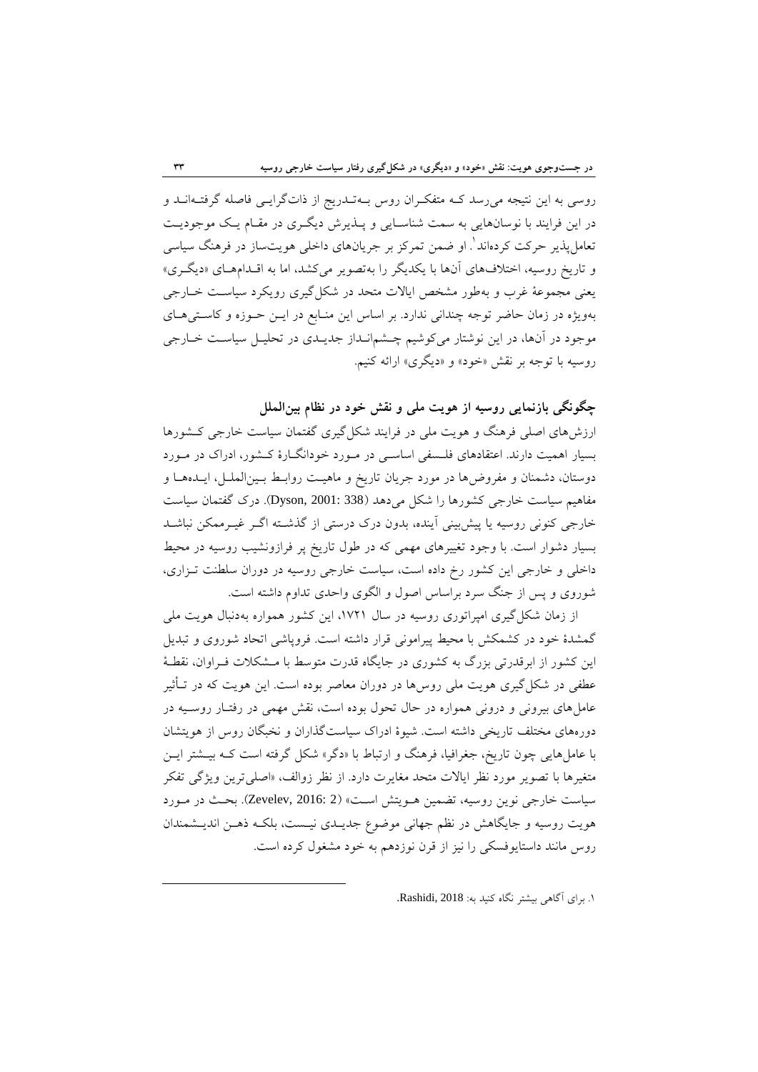روسی به این نتیجه می‌رسد که متفکران روس به‌تدریج از ذات‌گرایی فاصله گرفته‌اند و در این فرایند با نوسان‌هایی به سمت شناسایی و پذیرش دیگری در مقام یک موجودیت تعامل‌پذیر حرکت کرده‌اند[1]. او ضمن تمرکز بر جریان‌های داخلی هویت‌ساز در فرهنگ سیاسی و تاریخ روسیه، اختلاف‌های آن‌ها با یکدیگر را به‌تصویر می‌کشد، اما به اقدام‌های «دیگری» یعنی مجموعهٔ غرب و به‌طور مشخص ایالات متحد در شکل‌گیری رویکرد سیاست خارجی به‌ویژه در زمان حاضر توجه چندانی ندارد. بر اساس این منابع در این حوزه و کاستی‌های موجود در آن‌ها، در این نوشتار می‌کوشیم چشم‌انداز جدیدی در تحلیل سیاست خارجی روسیه با توجه بر نقش «خود» و «دیگری» ارائه کنیم.

## چگونگی بازنمایی روسیه از هویت ملی و نقش خود در نظام بین‌الملل

ارزش‌های اصلی فرهنگ و هویت ملی در فرایند شکل‌گیری گفتمان سیاست خارجی کشورها بسیار اهمیت دارند. اعتقادهای فلسفی اساسی در مورد خودانگارهٔ کشور، ادراک در مورد دوستان، دشمنان و مفروض‌ها در مورد جریان تاریخ و ماهیت روابط بین‌الملل، ایده‌ها و مفاهیم سیاست خارجی کشورها را شکل می‌دهد (Dyson, 2001: 338). درک گفتمان سیاست خارجی کنونی روسیه یا پیش‌بینی آینده، بدون درک درستی از گذشته اگر غیرممکن نباشد بسیار دشوار است. با وجود تغییرهای مهمی که در طول تاریخ پر فرازونشیب روسیه در محیط داخلی و خارجی این کشور رخ داده است، سیاست خارجی روسیه در دوران سلطنت تزاری، شوروی و پس از جنگ سرد براساس اصول و الگوی واحدی تداوم داشته است.

از زمان شکل‌گیری امپراتوری روسیه در سال ۱۷۲۱، این کشور همواره به‌دنبال هویت ملی گمشدهٔ خود در کشمکش با محیط پیرامونی قرار داشته است. فروپاشی اتحاد شوروی و تبدیل این کشور از ابرقدرتی بزرگ به کشوری در جایگاه قدرت متوسط با مشکلات فراوان، نقطهٔ عطفی در شکل‌گیری هویت ملی روس‌ها در دوران معاصر بوده است. این هویت که در تأثیر عامل‌های بیرونی و درونی همواره در حال تحول بوده است، نقش مهمی در رفتار روسیه در دوره‌های مختلف تاریخی داشته است. شیوهٔ ادراک سیاست‌گذاران و نخبگان روس از هویتشان با عامل‌هایی چون تاریخ، جغرافیا، فرهنگ و ارتباط با «دگر» شکل گرفته است که بیشتر این متغیرها با تصویر مورد نظر ایالات متحد مغایرت دارد. از نظر زوالف، «اصلی‌ترین ویژگی تفکر سیاست خارجی نوین روسیه، تضمین هویتش است» (Zevelev, 2016: 2). بحث در مورد هویت روسیه و جایگاهش در نظم جهانی موضوع جدیدی نیست، بلکه ذهن اندیشمندان روس مانند داستایوفسکی را نیز از قرن نوزدهم به خود مشغول کرده است.

---

۱. برای آگاهی بیشتر نگاه کنید به: Rashidi, 2018.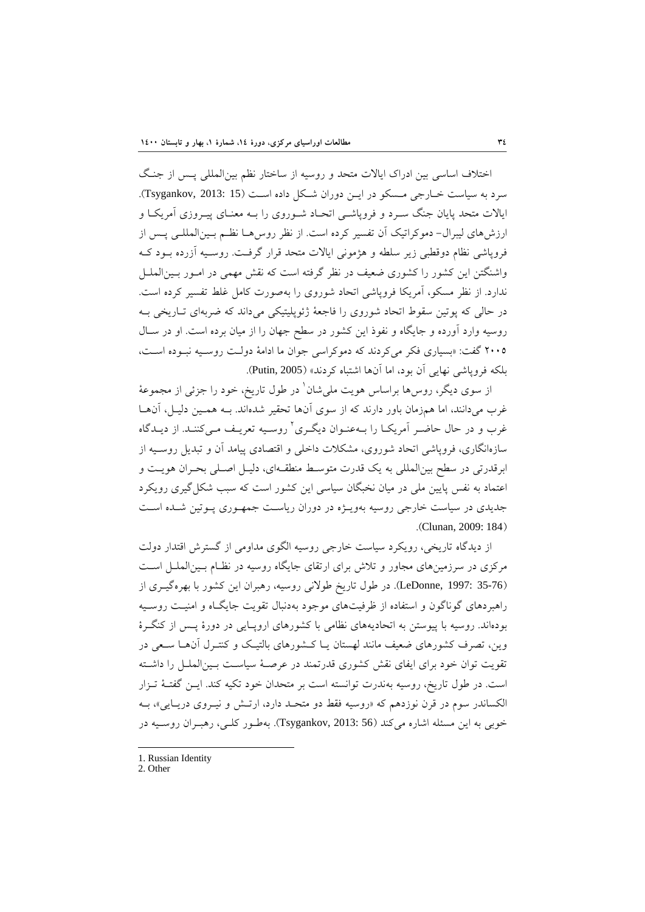اختلاف اساسی بین ادراک ایالات متحد و روسیه از ساختار نظم بین‌المللی پس از جنگ سرد به سیاست خارجی مسکو در این دوران شکل داده است (Tsygankov, 2013: 15). ایالات متحد پایان جنگ سرد و فروپاشی اتحاد شوروی را به معنای پیروزی آمریکا و ارزش‌های لیبرال- دموکراتیک آن تفسیر کرده است. از نظر روس‌ها نظم بین‌المللی پس از فروپاشی نظام دوقطبی زیر سلطه و هژمونی ایالات متحد قرار گرفت. روسیه آزرده بود که واشنگتن این کشور را کشوری ضعیف در نظر گرفته است که نقش مهمی در امور بین‌الملل ندارد. از نظر مسکو، آمریکا فروپاشی اتحاد شوروی را به‌صورت کامل غلط تفسیر کرده است. در حالی که پوتین سقوط اتحاد شوروی را فاجعهٔ ژئوپلیتیکی می‌داند که ضربه‌ای تاریخی به روسیه وارد آورده و جایگاه و نفوذ این کشور در سطح جهان را از میان برده است. او در سال ۲۰۰۵ گفت: «بسیاری فکر می‌کردند که دموکراسی جوان ما ادامهٔ دولت روسیه نبوده است، بلکه فروپاشی نهایی آن بود، اما آن‌ها اشتباه کردند» (Putin, 2005).

از سوی دیگر، روس‌ها براساس هویت ملی‌شان[1] در طول تاریخ، خود را جزئی از مجموعهٔ غرب می‌دانند، اما هم‌زمان باور دارند که از سوی آن‌ها تحقیر شده‌اند. به همین دلیل، آن‌ها غرب و در حال حاضر آمریکا را به‌عنوان دیگری[2] روسیه تعریف می‌کنند. از دیدگاه سازه‌انگاری، فروپاشی اتحاد شوروی، مشکلات داخلی و اقتصادی پیامد آن و تبدیل روسیه از ابرقدرتی در سطح بین‌المللی به یک قدرت متوسط منطقه‌ای، دلیل اصلی بحران هویت و اعتماد به نفس پایین ملی در میان نخبگان سیاسی این کشور است که سبب شکل‌گیری رویکرد جدیدی در سیاست خارجی روسیه به‌ویژه در دوران ریاست جمهوری پوتین شده است (Clunan, 2009: 184).

از دیدگاه تاریخی، رویکرد سیاست خارجی روسیه الگوی مداومی از گسترش اقتدار دولت مرکزی در سرزمین‌های مجاور و تلاش برای ارتقای جایگاه روسیه در نظام بین‌الملل است (LeDonne, 1997: 35-76). در طول تاریخ طولانی روسیه، رهبران این کشور با بهره‌گیری از راهبردهای گوناگون و استفاده از ظرفیت‌های موجود به‌دنبال تقویت جایگاه و امنیت روسیه بوده‌اند. روسیه با پیوستن به اتحادیه‌های نظامی با کشورهای اروپایی در دورهٔ پس از کنگرهٔ وین، تصرف کشورهای ضعیف مانند لهستان یا کشورهای بالتیک و کنترل آن‌ها سعی در تقویت توان خود برای ایفای نقش کشوری قدرتمند در عرصهٔ سیاست بین‌الملل را داشته است. در طول تاریخ، روسیه به‌ندرت توانسته است بر متحدان خود تکیه کند. این گفتهٔ تزار الکساندر سوم در قرن نوزدهم که «روسیه فقط دو متحد دارد، ارتش و نیروی دریایی»، به خوبی به این مسئله اشاره می‌کند (Tsygankov, 2013: 56). به‌طور کلی، رهبران روسیه در

---

1. Russian Identity
2. Other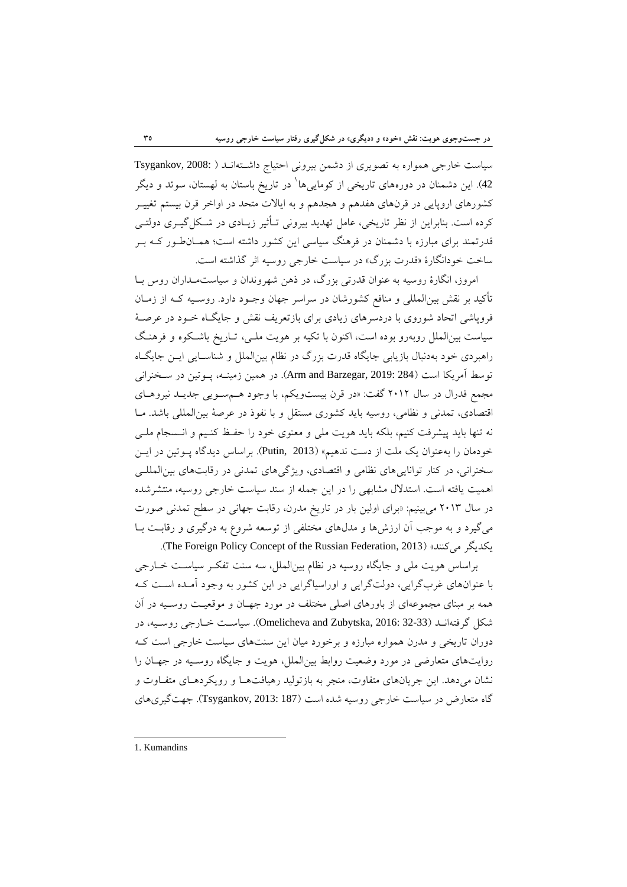سیاست خارجی همواره به تصویری از دشمن بیرونی احتیاج داشته‌اند (Tsygankov, 2008: 42). این دشمنان در دوره‌های تاریخی از کومایی‌ها[1] در تاریخ باستان به لهستان، سوئد و دیگر کشورهای اروپایی در قرن‌های هفدهم و هجدهم و به ایالات متحد در اواخر قرن بیستم تغییر کرده است. بنابراین از نظر تاریخی، عامل تهدید بیرونی تأثیر زیادی در شکل‌گیری دولتی قدرتمند برای مبارزه با دشمنان در فرهنگ سیاسی این کشور داشته است؛ همان‌طور که بر ساخت خودانگارهٔ «قدرت بزرگ» در سیاست خارجی روسیه اثر گذاشته است.

امروز، انگارهٔ روسیه به عنوان قدرتی بزرگ، در ذهن شهروندان و سیاست‌مداران روس با تأکید بر نقش بین‌المللی و منافع کشورشان در سراسر جهان وجود دارد. روسیه که از زمان فروپاشی اتحاد شوروی با دردسرهای زیادی برای بازتعریف نقش و جایگاه خود در عرصهٔ سیاست بین‌الملل روبه‌رو بوده است، اکنون با تکیه بر هویت ملی، تاریخ باشکوه و فرهنگ راهبردی خود به‌دنبال بازیابی جایگاه قدرت بزرگ در نظام بین‌الملل و شناسایی این جایگاه توسط آمریکا است (Arm and Barzegar, 2019: 284). در همین زمینه، پوتین در سخنرانی مجمع فدرال در سال ۲۰۱۲ گفت: «در قرن بیست‌ویکم، با وجود هم‌سویی جدید نیروهای اقتصادی، تمدنی و نظامی، روسیه باید کشوری مستقل و با نفوذ در عرصهٔ بین‌المللی باشد. ما نه تنها باید پیشرفت کنیم، بلکه باید هویت ملی و معنوی خود را حفظ کنیم و انسجام ملی خودمان را به‌عنوان یک ملت از دست ندهیم» (Putin, 2013). براساس دیدگاه پوتین در این سخنرانی، در کنار توانایی‌های نظامی و اقتصادی، ویژگی‌های تمدنی در رقابت‌های بین‌المللی اهمیت یافته است. استدلال مشابهی را در این جمله از سند سیاست خارجی روسیه، منتشرشده در سال ۲۰۱۳ می‌بینیم: «برای اولین بار در تاریخ مدرن، رقابت جهانی در سطح تمدنی صورت می‌گیرد و به موجب آن ارزش‌ها و مدل‌های مختلفی از توسعه شروع به درگیری و رقابت با یکدیگر می‌کنند» (The Foreign Policy Concept of the Russian Federation, 2013).

براساس هویت ملی و جایگاه روسیه در نظام بین‌الملل، سه سنت تفکر سیاست خارجی با عنوان‌های غرب‌گرایی، دولت‌گرایی و اوراسیاگرایی در این کشور به وجود آمده است که همه بر مبنای مجموعه‌ای از باورهای اصلی مختلف در مورد جهان و موقعیت روسیه در آن شکل گرفته‌اند (Omelicheva and Zubytska, 2016: 32-33). سیاست خارجی روسیه، در دوران تاریخی و مدرن همواره مبارزه و برخورد میان این سنت‌های سیاست خارجی است که روایت‌های متعارضی در مورد وضعیت روابط بین‌الملل، هویت و جایگاه روسیه در جهان را نشان می‌دهد. این جریان‌های متفاوت، منجر به بازتولید رهیافت‌ها و رویکردهای متفاوت و گاه متعارض در سیاست خارجی روسیه شده است (Tsygankov, 2013: 187). جهت‌گیری‌های

---

1. Kumandins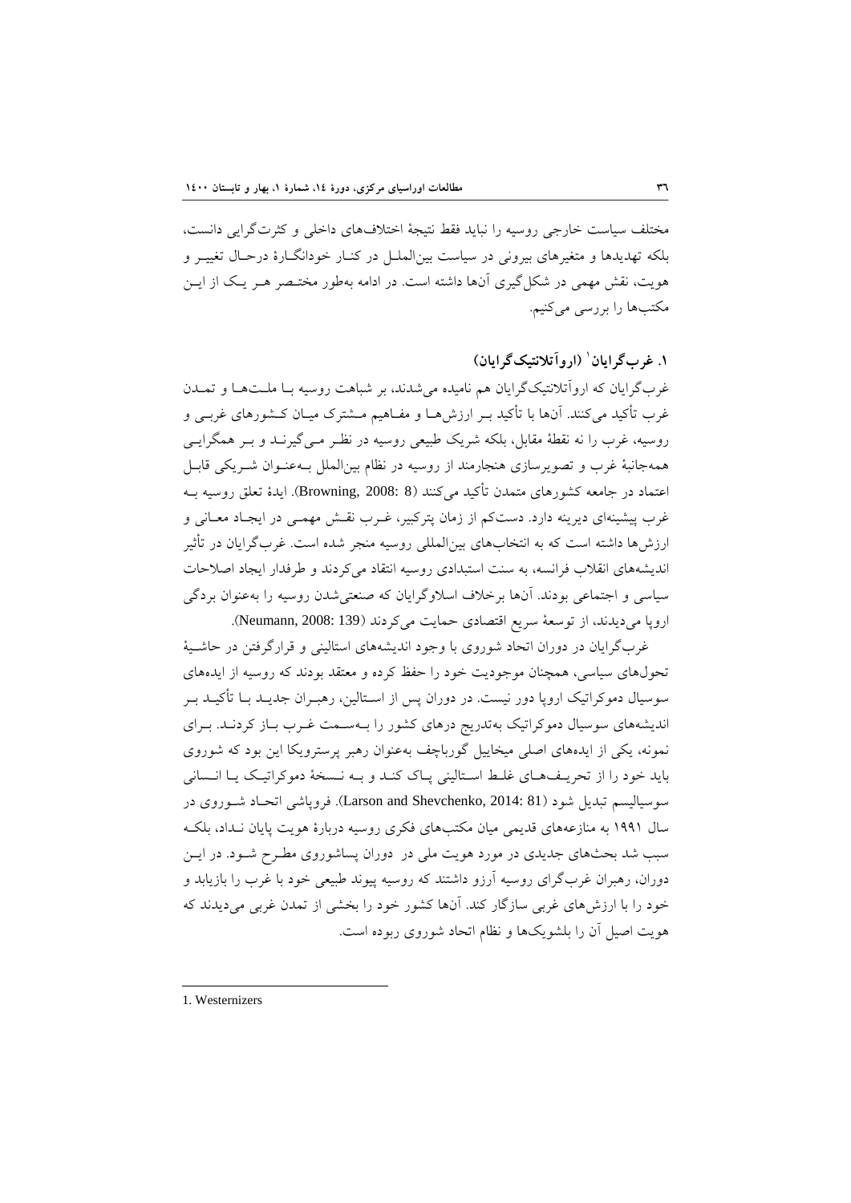مختلف سیاست خارجی روسیه را نباید فقط نتیجهٔ اختلاف‌های داخلی و کثرت‌گرایی دانست، بلکه تهدیدها و متغیرهای بیرونی در سیاست بین‌الملل در کنار خودانگارهٔ درحال تغییر و هویت، نقش مهمی در شکل‌گیری آن‌ها داشته است. در ادامه به‌طور مختصر هر یک از این مکتب‌ها را بررسی می‌کنیم.

### ۱. غرب‌گرایان[1] (اروآتلانتیک‌گرایان)

غرب‌گرایان که اروآتلانتیک‌گرایان هم نامیده می‌شدند، بر شباهت روسیه با ملت‌ها و تمدن غرب تأکید می‌کنند. آن‌ها با تأکید بر ارزش‌ها و مفاهیم مشترک میان کشورهای غربی و روسیه، غرب را نه نقطهٔ مقابل، بلکه شریک طبیعی روسیه در نظر می‌گیرند و بر همگرایی همه‌جانبهٔ غرب و تصویرسازی هنجارمند از روسیه در نظام بین‌الملل به‌عنوان شریکی قابل اعتماد در جامعه کشورهای متمدن تأکید می‌کنند (Browning, 2008: 8). ایدهٔ تعلق روسیه به غرب پیشینه‌ای دیرینه دارد. دست‌کم از زمان پترکبیر، غرب نقش مهمی در ایجاد معانی و ارزش‌ها داشته است که به انتخاب‌های بین‌المللی روسیه منجر شده است. غرب‌گرایان در تأثیر اندیشه‌های انقلاب فرانسه، به سنت استبدادی روسیه انتقاد می‌کردند و طرفدار ایجاد اصلاحات سیاسی و اجتماعی بودند. آن‌ها برخلاف اسلاوگرایان که صنعتی‌شدن روسیه را به‌عنوان بردگی اروپا می‌دیدند، از توسعهٔ سریع اقتصادی حمایت می‌کردند (Neumann, 2008: 139).

غرب‌گرایان در دوران اتحاد شوروی با وجود اندیشه‌های استالینی و قرارگرفتن در حاشیهٔ تحول‌های سیاسی، همچنان موجودیت خود را حفظ کرده و معتقد بودند که روسیه از ایده‌های سوسیال دموکراتیک اروپا دور نیست. در دوران پس از استالین، رهبران جدید با تأکید بر اندیشه‌های سوسیال دموکراتیک به‌تدریج درهای کشور را به‌سمت غرب باز کردند. برای نمونه، یکی از ایده‌های اصلی میخاییل گورباچف به‌عنوان رهبر پرسترویکا این بود که شوروی باید خود را از تحریف‌های غلط استالینی پاک کند و به نسخهٔ دموکراتیک یا انسانی سوسیالیسم تبدیل شود (Larson and Shevchenko, 2014: 81). فروپاشی اتحاد شوروی در سال ۱۹۹۱ به منازعه‌های قدیمی میان مکتب‌های فکری روسیه دربارهٔ هویت پایان نداد، بلکه سبب شد بحث‌های جدیدی در مورد هویت ملی در دوران پساشوروی مطرح شود. در این دوران، رهبران غرب‌گرای روسیه آرزو داشتند که روسیه پیوند طبیعی خود با غرب را بازیابد و خود را با ارزش‌های غربی سازگار کند. آن‌ها کشور خود را بخشی از تمدن غربی می‌دیدند که هویت اصیل آن را بلشویک‌ها و نظام اتحاد شوروی ربوده است.

---

1. Westernizers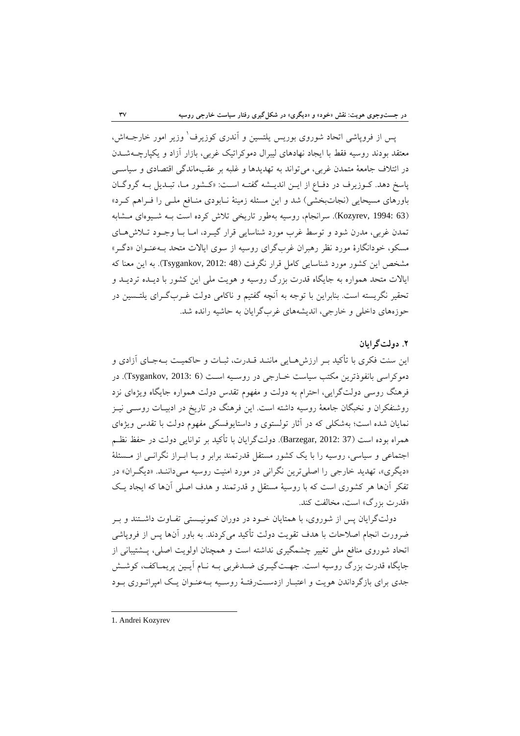پس از فروپاشی اتحاد شوروی بوریس یلتسین و آندری کوزیرف[1] وزیر امور خارجه‌اش، معتقد بودند روسیه فقط با ایجاد نهادهای لیبرال دموکراتیک غربی، بازار آزاد و یکپارچه‌شدن در ائتلاف جامعهٔ متمدن غربی، می‌تواند به تهدیدها و غلبه بر عقب‌ماندگی اقتصادی و سیاسی پاسخ دهد. کوزیرف در دفاع از این اندیشه گفته است: «کشور ما، تبدیل به گروگان باورهای مسیحایی (نجات‌بخشی) شد و این مسئله زمینهٔ نابودی منافع ملی را فراهم کرد» (Kozyrev, 1994: 63). سرانجام، روسیه به‌طور تاریخی تلاش کرده است به شیوه‌ای مشابه تمدن غربی، مدرن شود و توسط غرب مورد شناسایی قرار گیرد، اما با وجود تلاش‌های مسکو، خودانگارهٔ مورد نظر رهبران غرب‌گرای روسیه از سوی ایالات متحد به‌عنوان «دگر» مشخص این کشور مورد شناسایی کامل قرار نگرفت (Tsygankov, 2012: 48). به این معنا که ایالات متحد همواره به جایگاه قدرت بزرگ روسیه و هویت ملی این کشور با دیده تردید و تحقیر نگریسته است. بنابراین با توجه به آنچه گفتیم و ناکامی دولت غرب‌گرای یلتسین در حوزه‌های داخلی و خارجی، اندیشه‌های غرب‌گرایان به حاشیه رانده شد.

## ۲. دولت‌گرایان

این سنت فکری با تأکید بر ارزش‌هایی مانند قدرت، ثبات و حاکمیت به‌جای آزادی و دموکراسی بانفوذترین مکتب سیاست خارجی در روسیه است (Tsygankov, 2013: 6). در فرهنگ روسی دولت‌گرایی، احترام به دولت و مفهوم تقدس دولت همواره جایگاه ویژه‌ای نزد روشنفکران و نخبگان جامعهٔ روسیه داشته است. این فرهنگ در تاریخ در ادبیات روسی نیز نمایان شده است؛ به‌شکلی که در آثار تولستوی و داستایوفسکی مفهوم دولت با تقدس ویژه‌ای همراه بوده است (Barzegar, 2012: 37). دولت‌گرایان با تأکید بر توانایی دولت در حفظ نظم اجتماعی و سیاسی، روسیه را با یک کشور مستقل قدرتمند برابر و با ابراز نگرانی از مسئلهٔ «دیگری»، تهدید خارجی را اصلی‌ترین نگرانی در مورد امنیت روسیه می‌دانند. «دیگران» در تفکر آن‌ها هر کشوری است که با روسیهٔ مستقل و قدرتمند و هدف اصلی آن‌ها که ایجاد یک «قدرت بزرگ» است، مخالفت کند.

دولت‌گرایان پس از شوروی، با همتایان خود در دوران کمونیستی تفاوت داشتند و بر ضرورت انجام اصلاحات با هدف تقویت دولت تأکید می‌کردند. به باور آن‌ها پس از فروپاشی اتحاد شوروی منافع ملی تغییر چشمگیری نداشته است و همچنان اولویت اصلی، پشتیبانی از جایگاه قدرت بزرگ روسیه است. جهت‌گیری ضدغربی به نام آیین پریماکف، کوشش جدی برای بازگرداندن هویت و اعتبار ازدست‌رفتهٔ روسیه به‌عنوان یک امپراتوری بود

---

1. Andrei Kozyrev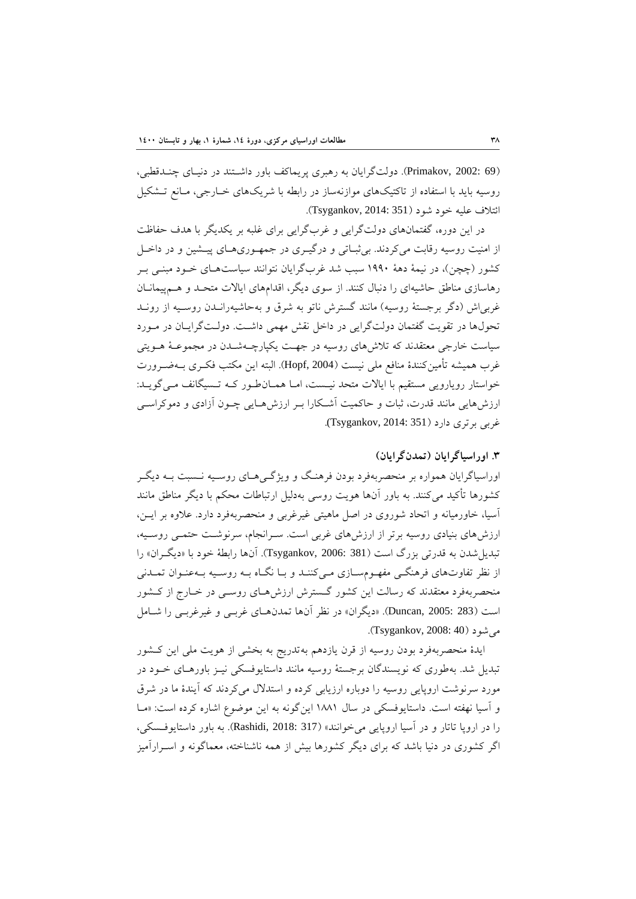(Primakov, 2002: 69). دولت‌گرایان به رهبری پریماکف باور داشتند در دنیای چندقطبی، روسیه باید با استفاده از تاکتیک‌های موازنه‌ساز در رابطه با شریک‌های خارجی، مانع تشکیل ائتلاف علیه خود شود (Tsygankov, 2014: 351).

در این دوره، گفتمان‌های دولت‌گرایی و غرب‌گرایی برای غلبه بر یکدیگر با هدف حفاظت از امنیت روسیه رقابت می‌کردند. بی‌ثباتی و درگیری در جمهوری‌های پیشین و در داخل کشور (چچن)، در نیمهٔ دههٔ ۱۹۹۰ سبب شد غرب‌گرایان نتوانند سیاست‌های خود مبنی بر رهاسازی مناطق حاشیه‌ای را دنبال کنند. از سوی دیگر، اقدام‌های ایالات متحد و هم‌پیمانان غربی‌اش (دگر برجستهٔ روسیه) مانند گسترش ناتو به شرق و به‌حاشیه‌راندن روسیه از روند تحول‌ها در تقویت گفتمان دولت‌گرایی در داخل نقش مهمی داشت. دولت‌گرایان در مورد سیاست خارجی معتقدند که تلاش‌های روسیه در جهت یکپارچه‌شدن در مجموعهٔ هویتی غرب همیشه تأمین‌کنندهٔ منافع ملی نیست (Hopf, 2004). البته این مکتب فکری به‌ضرورت خواستار رویارویی مستقیم با ایالات متحد نیست، اما همان‌طور که تسیگانکف می‌گوید: ارزش‌هایی مانند قدرت، ثبات و حاکمیت آشکارا بر ارزش‌هایی چون آزادی و دموکراسی غربی برتری دارد (Tsygankov, 2014: 351).

## ۳. اوراسیاگرایان (تمدن‌گرایان)

اوراسیاگرایان همواره بر منحصربه‌فرد بودن فرهنگ و ویژگی‌های روسیه نسبت به دیگر کشورها تأکید می‌کنند. به باور آن‌ها هویت روسی به‌دلیل ارتباطات محکم با دیگر مناطق مانند آسیا، خاورمیانه و اتحاد شوروی در اصل ماهیتی غیرغربی و منحصربه‌فرد دارد. علاوه بر این، ارزش‌های بنیادی روسیه برتر از ارزش‌های غربی است. سرانجام، سرنوشت حتمی روسیه، تبدیل‌شدن به قدرتی بزرگ است (Tsygankov, 2006: 381). آن‌ها رابطهٔ خود با «دیگران» را از نظر تفاوت‌های فرهنگی مفهوم‌سازی می‌کنند و با نگاه به روسیه به‌عنوان تمدنی منحصربه‌فرد معتقدند که رسالت این کشور گسترش ارزش‌های روسی در خارج از کشور است (Duncan, 2005: 283). «دیگران» در نظر آن‌ها تمدن‌های غربی و غیرغربی را شامل می‌شود (Tsygankov, 2008: 40).

ایدهٔ منحصربه‌فرد بودن روسیه از قرن یازدهم به‌تدریج به بخشی از هویت ملی این کشور تبدیل شد. به‌طوری که نویسندگان برجستهٔ روسیه مانند داستایوفسکی نیز باورهای خود در مورد سرنوشت اروپایی روسیه را دوباره ارزیابی کرده و استدلال می‌کردند که آیندهٔ ما در شرق و آسیا نهفته است. داستایوفسکی در سال ۱۸۸۱ این‌گونه به این موضوع اشاره کرده است: «ما را در اروپا تاتار و در آسیا اروپایی می‌خوانند» (Rashidi, 2018: 317). به باور داستایوفسکی، اگر کشوری در دنیا باشد که برای دیگر کشورها بیش از همه ناشناخته، معماگونه و اسرارآمیز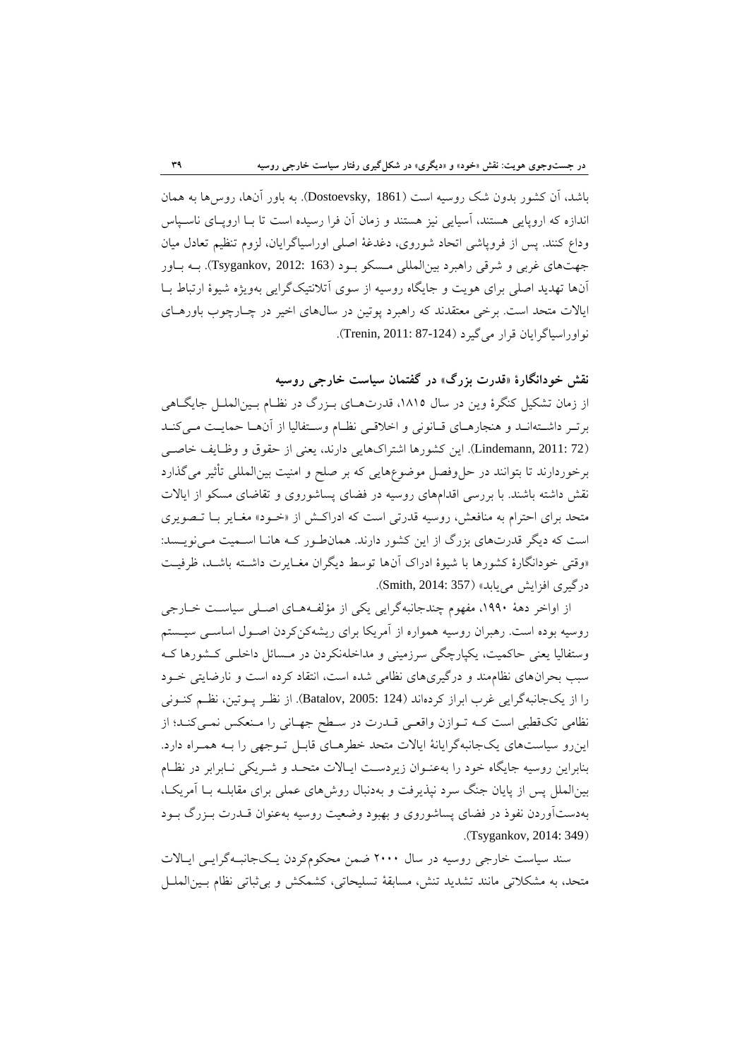باشد، آن کشور بدون شک روسیه است (Dostoevsky, 1861). به باور آن‌ها، روس‌ها به همان اندازه که اروپایی هستند، آسیایی نیز هستند و زمان آن فرا رسیده است تا بـا اروپـای ناسـپاس وداع کنند. پس از فروپاشی اتحاد شوروی، دغدغهٔ اصلی اوراسیاگرایان، لزوم تنظیم تعادل میان جهت‌های غربی و شرقی راهبرد بین‌المللی مـسکو بـود (Tsygankov, 2012: 163). بـه بـاور آن‌ها تهدید اصلی برای هویت و جایگاه روسیه از سوی آتلانتیک‌گرایی به‌ویژه شیوهٔ ارتباط بـا ایالات متحد است. برخی معتقدند که راهبرد پوتین در سال‌های اخیر در چـارچوب باورهـای نواوراسیاگرایان قرار می‌گیرد (Trenin, 2011: 87-124).

## نقش خودانگارهٔ «قدرت بزرگ» در گفتمان سیاست خارجی روسیه

از زمان تشکیل کنگرهٔ وین در سال ۱۸۱۵، قدرت‌هـای بـزرگ در نظـام بـین‌الملـل جایگـاهی برتـر داشـته‌انـد و هنجارهـای قـانونی و اخلاقـی نظـام وسـتفالیا از آن‌هـا حمایـت مـی‌کنـد (Lindemann, 2011: 72). این کشورها اشتراک‌هایی دارند، یعنی از حقوق و وظـایف خاصـی برخوردارند تا بتوانند در حل‌وفصل موضوع‌هایی که بر صلح و امنیت بین‌المللی تأثیر می‌گذارد نقش داشته باشند. با بررسی اقدام‌های روسیه در فضای پساشوروی و تقاضای مسکو از ایالات متحد برای احترام به منافعش، روسیه قدرتی است که ادراکـش از «خـود» مغـایر بـا تـصویری است که دیگر قدرت‌های بزرگ از این کشور دارند. همان‌طـور کـه هانـا اسـمیت مـی‌نویـسد: «وقتی خودانگارهٔ کشورها با شیوهٔ ادراک آن‌ها توسط دیگران مغـایرت داشـته باشـد، ظرفیـت درگیری افزایش می‌یابد» (Smith, 2014: 357).

از اواخر دههٔ ۱۹۹۰، مفهوم چندجانبه‌گرایی یکی از مؤلفـه‌هـای اصـلی سیاسـت خـارجی روسیه بوده است. رهبران روسیه همواره از آمریکا برای ریشه‌کن‌کردن اصـول اساسـی سیـستم وستفالیا یعنی حاکمیت، یکپارچگی سرزمینی و مداخله‌نکردن در مـسائل داخلـی کـشورها کـه سبب بحران‌های نظام‌مند و درگیری‌های نظامی شده است، انتقاد کرده است و نارضایتی خـود را از یک‌جانبه‌گرایی غرب ابراز کرده‌اند (Batalov, 2005: 124). از نظـر پـوتین، نظـم کنـونی نظامی تک‌قطبی است کـه تـوازن واقعـی قـدرت در سـطح جهـانی را مـنعکس نمـی‌کنـد؛ از این‌رو سیاست‌های یک‌جانبه‌گرایانهٔ ایالات متحد خطرهـای قابـل تـوجهی را بـه همـراه دارد. بنابراین روسیه جایگاه خود را به‌عنـوان زیردسـت ایـالات متحـد و شـریکی نـابرابر در نظـام بین‌الملل پس از پایان جنگ سرد نپذیرفت و به‌دنبال روش‌های عملی برای مقابلـه بـا آمریکـا، به‌دست‌آوردن نفوذ در فضای پساشوروی و بهبود وضعیت روسیه به‌عنوان قـدرت بـزرگ بـود (Tsygankov, 2014: 349).

سند سیاست خارجی روسیه در سال ۲۰۰۰ ضمن محکوم‌کردن یـک‌جانبـه‌گرایـی ایـالات متحد، به مشکلاتی مانند تشدید تنش، مسابقهٔ تسلیحاتی، کشمکش و بی‌ثباتی نظام بـین‌الملـل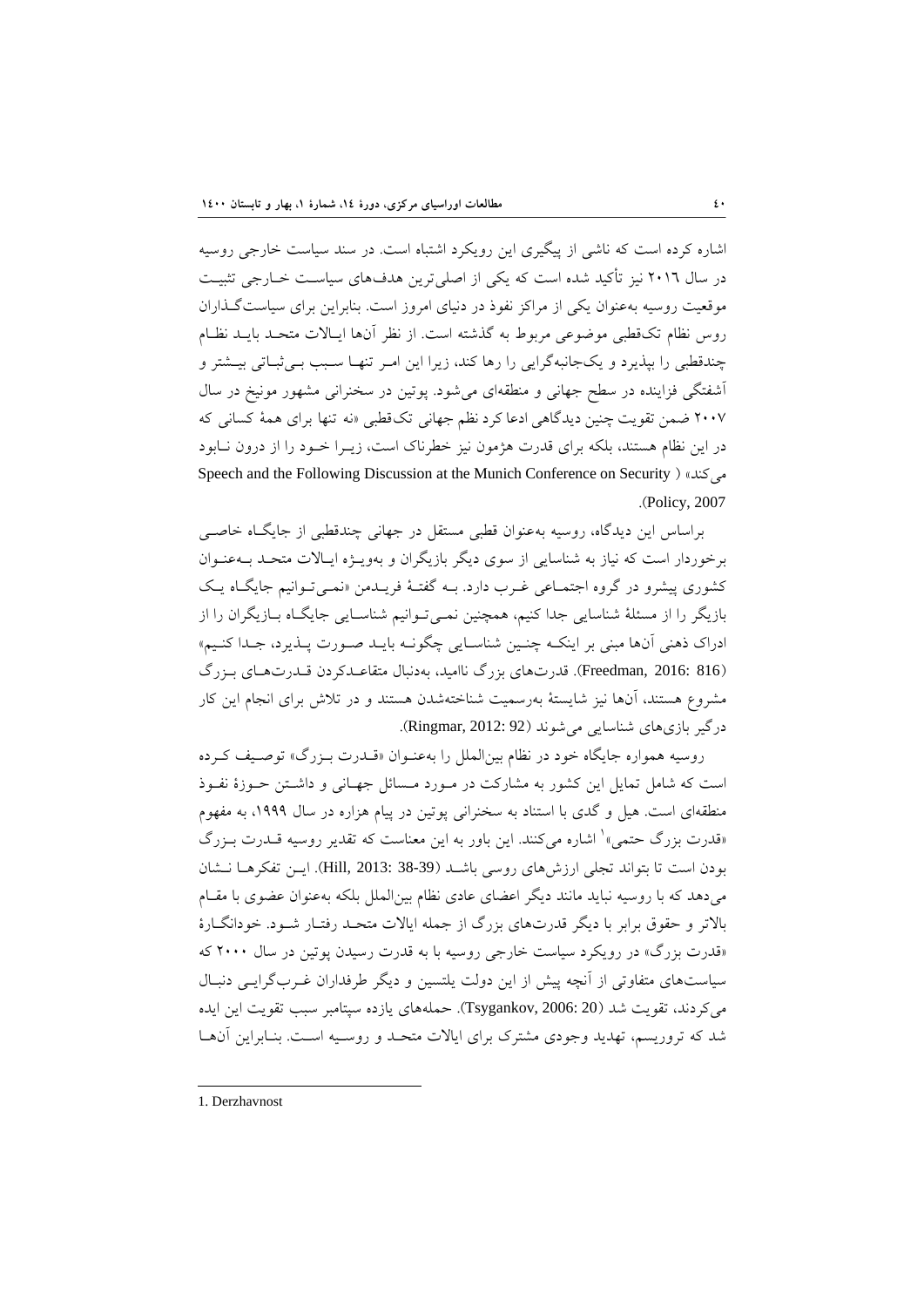اشاره کرده است که ناشی از پیگیری این رویکرد اشتباه است. در سند سیاست خارجی روسیه در سال ۲۰۱۶ نیز تأکید شده است که یکی از اصلی‌ترین هدف‌های سیاست خارجی تثبیت موقعیت روسیه به‌عنوان یکی از مراکز نفوذ در دنیای امروز است. بنابراین برای سیاست‌گذاران روس نظام تک‌قطبی موضوعی مربوط به گذشته است. از نظر آن‌ها ایالات متحد باید نظام چندقطبی را بپذیرد و یک‌جانبه‌گرایی را رها کند، زیرا این امر تنها سبب بی‌ثباتی بیشتر و آشفتگی فزاینده در سطح جهانی و منطقه‌ای می‌شود. پوتین در سخنرانی مشهور مونیخ در سال ۲۰۰۷ ضمن تقویت چنین دیدگاهی ادعا کرد نظم جهانی تک‌قطبی «نه تنها برای همهٔ کسانی که در این نظام هستند، بلکه برای قدرت هژمون نیز خطرناک است، زیرا خود را از درون نابود می‌کند» (Speech and the Following Discussion at the Munich Conference on Security Policy, 2007).

براساس این دیدگاه، روسیه به‌عنوان قطبی مستقل در جهانی چندقطبی از جایگاه خاصی برخوردار است که نیاز به شناسایی از سوی دیگر بازیگران و به‌ویژه ایالات متحد به‌عنوان کشوری پیشرو در گروه اجتماعی غرب دارد. به گفتهٔ فریدمن «نمی‌توانیم جایگاه یک بازیگر را از مسئلهٔ شناسایی جدا کنیم، همچنین نمی‌توانیم شناسایی جایگاه بازیگران را از ادراک ذهنی آن‌ها مبنی بر اینکه چنین شناسایی چگونه باید صورت پذیرد، جدا کنیم» (Freedman, 2016: 816). قدرت‌های بزرگ ناامید، به‌دنبال متقاعدکردن قدرت‌های بزرگ مشروع هستند، آن‌ها نیز شایستهٔ به‌رسمیت شناخته‌شدن هستند و در تلاش برای انجام این کار درگیر بازی‌های شناسایی می‌شوند (Ringmar, 2012: 92).

روسیه همواره جایگاه خود در نظام بین‌الملل را به‌عنوان «قدرت بزرگ» توصیف کرده است که شامل تمایل این کشور به مشارکت در مورد مسائل جهانی و داشتن حوزهٔ نفوذ منطقه‌ای است. هیل و گدی با استناد به سخنرانی پوتین در پیام هزاره در سال ۱۹۹۹، به مفهوم «قدرت بزرگ حتمی»[1] اشاره می‌کنند. این باور به این معناست که تقدیر روسیه قدرت بزرگ بودن است تا بتواند تجلی ارزش‌های روسی باشد (Hill, 2013: 38-39). این تفکرها نشان می‌دهد که با روسیه نباید مانند دیگر اعضای عادی نظام بین‌الملل بلکه به‌عنوان عضوی با مقام بالاتر و حقوق برابر با دیگر قدرت‌های بزرگ از جمله ایالات متحد رفتار شود. خودانگارهٔ «قدرت بزرگ» در رویکرد سیاست خارجی روسیه با به قدرت رسیدن پوتین در سال ۲۰۰۰ که سیاست‌های متفاوتی از آنچه پیش از این دولت یلتسین و دیگر طرفداران غرب‌گرایی دنبال می‌کردند، تقویت شد (Tsygankov, 2006: 20). حمله‌های یازده سپتامبر سبب تقویت این ایده شد که تروریسم، تهدید وجودی مشترک برای ایالات متحد و روسیه است. بنابراین آن‌ها

---

1. Derzhavnost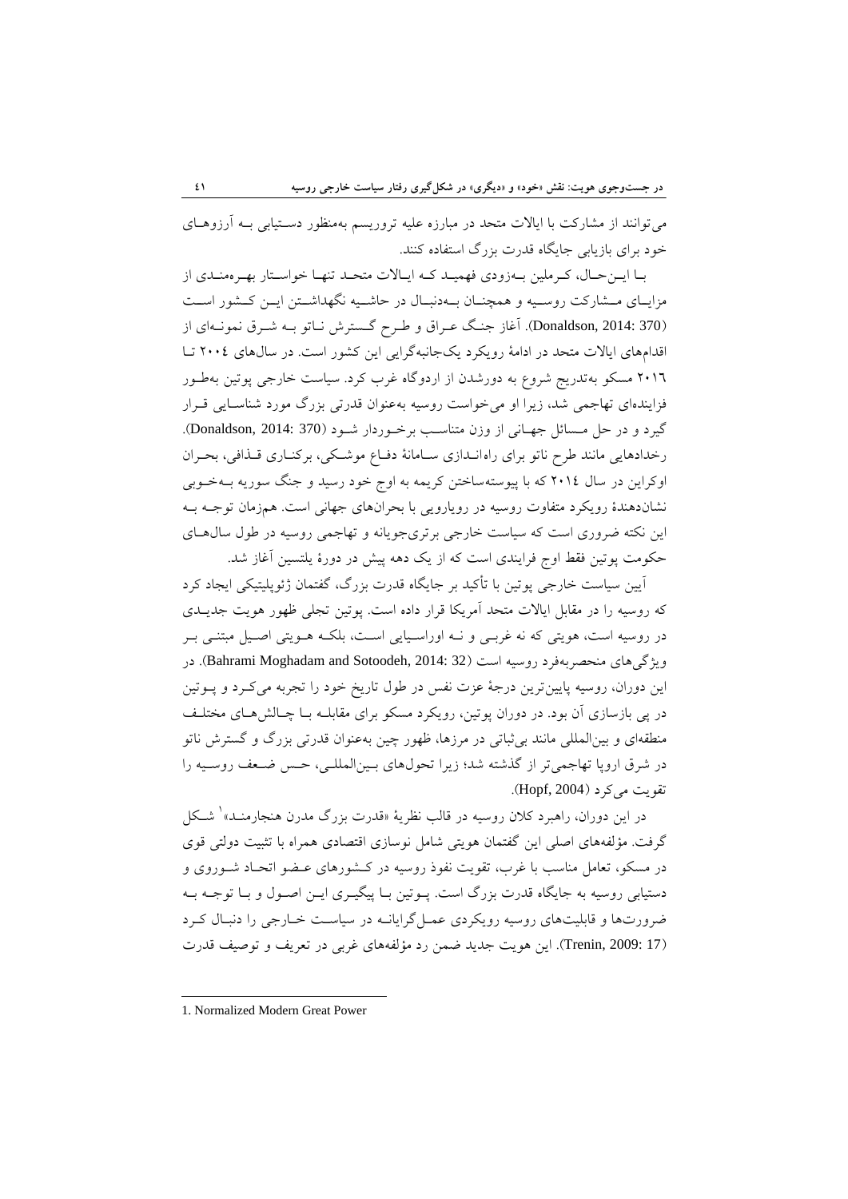می‌توانند از مشارکت با ایالات متحد در مبارزه علیه تروریسم به‌منظور دستیابی به آرزوهای خود برای بازیابی جایگاه قدرت بزرگ استفاده کنند.

با این‌حال، کرملین به‌زودی فهمید که ایالات متحد تنها خواستار بهره‌مندی از مزایای مشارکت روسیه و همچنان به‌دنبال در حاشیه نگهداشتن این کشور است (Donaldson, 2014: 370). آغاز جنگ عراق و طرح گسترش ناتو به شرق نمونه‌ای از اقدام‌های ایالات متحد در ادامهٔ رویکرد یک‌جانبه‌گرایی این کشور است. در سال‌های ۲۰۰٤ تا ۲۰۱٦ مسکو به‌تدریج شروع به دورشدن از اردوگاه غرب کرد. سیاست خارجی پوتین به‌طور فزاینده‌ای تهاجمی شد، زیرا او می‌خواست روسیه به‌عنوان قدرتی بزرگ مورد شناسایی قرار گیرد و در حل مسائل جهانی از وزن متناسب برخوردار شود (Donaldson, 2014: 370). رخدادهایی مانند طرح ناتو برای راه‌اندازی سامانهٔ دفاع موشکی، برکناری قذافی، بحران اوکراین در سال ۲۰۱٤ که با پیوسته‌ساختن کریمه به اوج خود رسید و جنگ سوریه به‌خوبی نشان‌دهندهٔ رویکرد متفاوت روسیه در رویارویی با بحران‌های جهانی است. هم‌زمان توجه به این نکته ضروری است که سیاست خارجی برتری‌جویانه و تهاجمی روسیه در طول سال‌های حکومت پوتین فقط اوج فرایندی است که از یک دهه پیش در دورهٔ یلتسین آغاز شد.

آیین سیاست خارجی پوتین با تأکید بر جایگاه قدرت بزرگ، گفتمان ژئوپلیتیکی ایجاد کرد که روسیه را در مقابل ایالات متحد آمریکا قرار داده است. پوتین تجلی ظهور هویت جدیدی در روسیه است، هویتی که نه غربی و نه اوراسیایی است، بلکه هویتی اصیل مبتنی بر ویژگی‌های منحصربه‌فرد روسیه است (Bahrami Moghadam and Sotoodeh, 2014: 32). در این دوران، روسیه پایین‌ترین درجهٔ عزت نفس در طول تاریخ خود را تجربه می‌کرد و پوتین در پی بازسازی آن بود. در دوران پوتین، رویکرد مسکو برای مقابله با چالش‌های مختلف منطقه‌ای و بین‌المللی مانند بی‌ثباتی در مرزها، ظهور چین به‌عنوان قدرتی بزرگ و گسترش ناتو در شرق اروپا تهاجمی‌تر از گذشته شد؛ زیرا تحول‌های بین‌المللی، حس ضعف روسیه را تقویت می‌کرد (Hopf, 2004).

در این دوران، راهبرد کلان روسیه در قالب نظریهٔ «قدرت بزرگ مدرن هنجارمند»[1] شکل گرفت. مؤلفه‌های اصلی این گفتمان هویتی شامل نوسازی اقتصادی همراه با تثبیت دولتی قوی در مسکو، تعامل مناسب با غرب، تقویت نفوذ روسیه در کشورهای عضو اتحاد شوروی و دستیابی روسیه به جایگاه قدرت بزرگ است. پوتین با پیگیری این اصول و با توجه به ضرورت‌ها و قابلیت‌های روسیه رویکردی عمل‌گرایانه در سیاست خارجی را دنبال کرد (Trenin, 2009: 17). این هویت جدید ضمن رد مؤلفه‌های غربی در تعریف و توصیف قدرت

---

1. Normalized Modern Great Power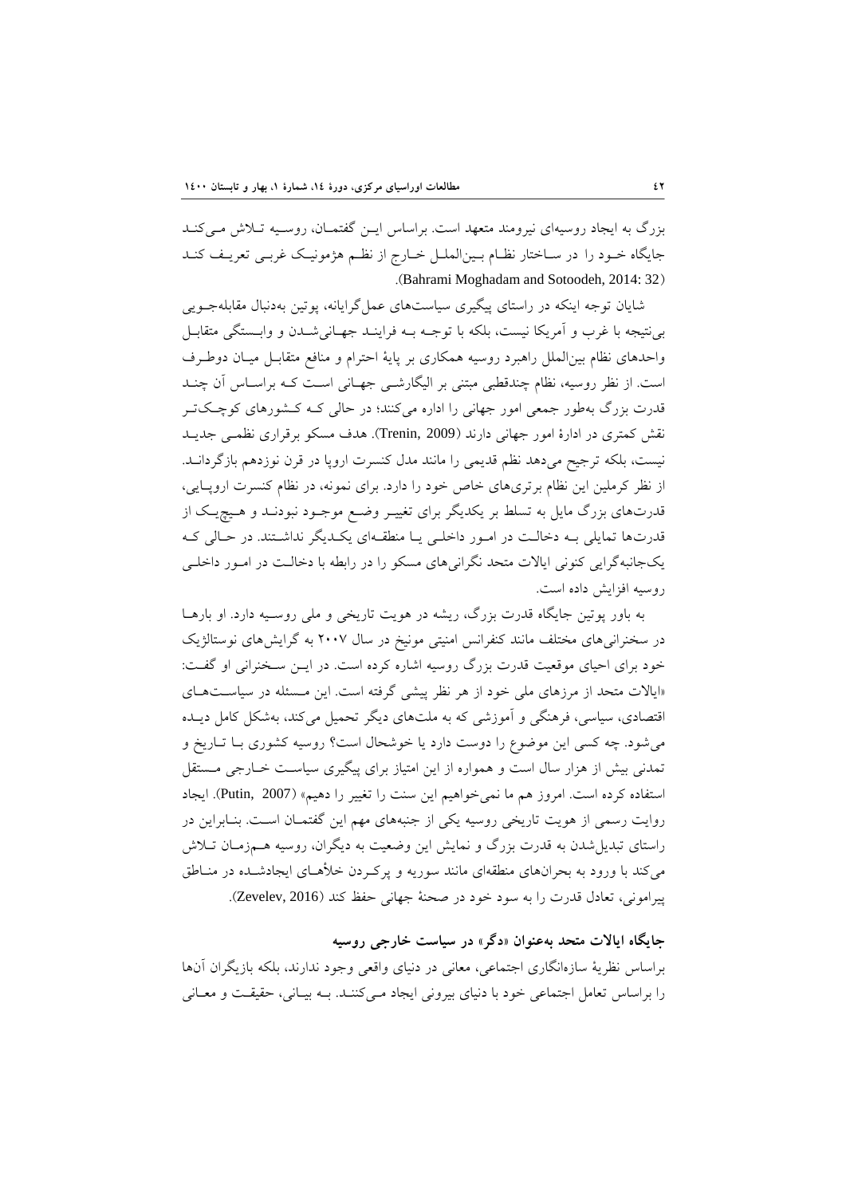بزرگ به ایجاد روسیه‌ای نیرومند متعهد است. براساس این گفتمان، روسیه تلاش می‌کند جایگاه خود را در ساختار نظام بین‌الملل خارج از نظم هژمونیک غربی تعریف کند (Bahrami Moghadam and Sotoodeh, 2014: 32).

شایان توجه اینکه در راستای پیگیری سیاست‌های عمل‌گرایانه، پوتین به‌دنبال مقابله‌جویی بی‌نتیجه با غرب و آمریکا نیست، بلکه با توجه به فرایند جهانی‌شدن و وابستگی متقابل واحدهای نظام بین‌الملل راهبرد روسیه همکاری بر پایهٔ احترام و منافع متقابل میان دوطرف است. از نظر روسیه، نظام چندقطبی مبتنی بر الیگارشی جهانی است که براساس آن چند قدرت بزرگ به‌طور جمعی امور جهانی را اداره می‌کنند؛ در حالی که کشورهای کوچک‌تر نقش کمتری در ادارهٔ امور جهانی دارند (Trenin, 2009). هدف مسکو برقراری نظمی جدید نیست، بلکه ترجیح می‌دهد نظم قدیمی را مانند مدل کنسرت اروپا در قرن نوزدهم بازگرداند. از نظر کرملین این نظام برتری‌های خاص خود را دارد. برای نمونه، در نظام کنسرت اروپایی، قدرت‌های بزرگ مایل به تسلط بر یکدیگر برای تغییر وضع موجود نبودند و هیچ‌یک از قدرت‌ها تمایلی به دخالت در امور داخلی یا منطقه‌ای یکدیگر نداشتند. در حالی که یک‌جانبه‌گرایی کنونی ایالات متحد نگرانی‌های مسکو را در رابطه با دخالت در امور داخلی روسیه افزایش داده است.

به باور پوتین جایگاه قدرت بزرگ، ریشه در هویت تاریخی و ملی روسیه دارد. او بارها در سخنرانی‌های مختلف مانند کنفرانس امنیتی مونیخ در سال ۲۰۰۷ به گرایش‌های نوستالژیک خود برای احیای موقعیت قدرت بزرگ روسیه اشاره کرده است. در این سخنرانی او گفت: «ایالات متحد از مرزهای ملی خود از هر نظر پیشی گرفته است. این مسئله در سیاست‌های اقتصادی، سیاسی، فرهنگی و آموزشی که به ملت‌های دیگر تحمیل می‌کند، به‌شکل کامل دیده می‌شود. چه کسی این موضوع را دوست دارد یا خوشحال است؟ روسیه کشوری با تاریخ و تمدنی بیش از هزار سال است و همواره از این امتیاز برای پیگیری سیاست خارجی مستقل استفاده کرده است. امروز هم ما نمی‌خواهیم این سنت را تغییر را دهیم» (Putin, 2007). ایجاد روایت رسمی از هویت تاریخی روسیه یکی از جنبه‌های مهم این گفتمان است. بنابراین در راستای تبدیل‌شدن به قدرت بزرگ و نمایش این وضعیت به دیگران، روسیه هم‌زمان تلاش می‌کند با ورود به بحران‌های منطقه‌ای مانند سوریه و پرکردن خلأهای ایجادشده در مناطق پیرامونی، تعادل قدرت را به سود خود در صحنهٔ جهانی حفظ کند (Zevelev, 2016).

### جایگاه ایالات متحد به‌عنوان «دگر» در سیاست خارجی روسیه

براساس نظریهٔ سازه‌انگاری اجتماعی، معانی در دنیای واقعی وجود ندارند، بلکه بازیگران آن‌ها را براساس تعامل اجتماعی خود با دنیای بیرونی ایجاد می‌کنند. به بیانی، حقیقت و معانی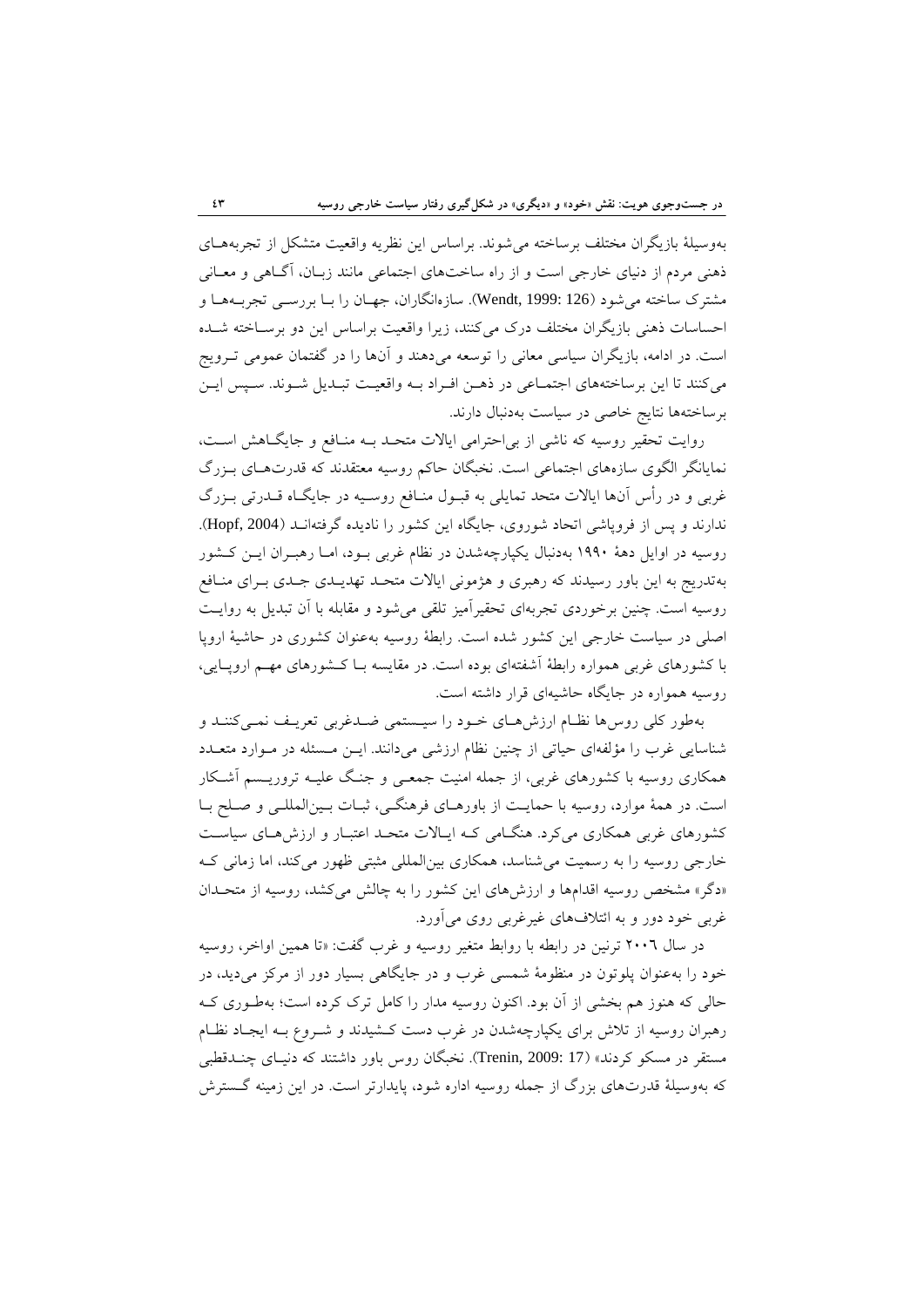به‌وسیلهٔ بازیگران مختلف برساخته می‌شوند. براساس این نظریه واقعیت متشکل از تجربه‌های ذهنی مردم از دنیای خارجی است و از راه ساخت‌های اجتماعی مانند زبان، آگاهی و معانی مشترک ساخته می‌شود (Wendt, 1999: 126). سازه‌انگاران، جهان را با بررسی تجربه‌ها و احساسات ذهنی بازیگران مختلف درک می‌کنند، زیرا واقعیت براساس این دو برساخته شده است. در ادامه، بازیگران سیاسی معانی را توسعه می‌دهند و آن‌ها را در گفتمان عمومی ترویج می‌کنند تا این برساخته‌های اجتماعی در ذهن افراد به واقعیت تبدیل شوند. سپس این برساخته‌ها نتایج خاصی در سیاست به‌دنبال دارند.

روایت تحقیر روسیه که ناشی از بی‌احترامی ایالات متحد به منافع و جایگاهش است، نمایانگر الگوی سازه‌های اجتماعی است. نخبگان حاکم روسیه معتقدند که قدرت‌های بزرگ غربی و در رأس آن‌ها ایالات متحد تمایلی به قبول منافع روسیه در جایگاه قدرتی بزرگ ندارند و پس از فروپاشی اتحاد شوروی، جایگاه این کشور را نادیده گرفته‌اند (Hopf, 2004). روسیه در اوایل دههٔ ۱۹۹۰ به‌دنبال یکپارچه‌شدن در نظام غربی بود، اما رهبران این کشور به‌تدریج به این باور رسیدند که رهبری و هژمونی ایالات متحد تهدیدی جدی برای منافع روسیه است. چنین برخوردی تجربه‌ای تحقیرآمیز تلقی می‌شود و مقابله با آن تبدیل به روایت اصلی در سیاست خارجی این کشور شده است. رابطهٔ روسیه به‌عنوان کشوری در حاشیهٔ اروپا با کشورهای غربی همواره رابطهٔ آشفته‌ای بوده است. در مقایسه با کشورهای مهم اروپایی، روسیه همواره در جایگاه حاشیه‌ای قرار داشته است.

به‌طور کلی روس‌ها نظام ارزش‌های خود را سیستمی ضدغربی تعریف نمی‌کنند و شناسایی غرب را مؤلفه‌ای حیاتی از چنین نظام ارزشی می‌دانند. این مسئله در موارد متعدد همکاری روسیه با کشورهای غربی، از جمله امنیت جمعی و جنگ علیه تروریسم آشکار است. در همهٔ موارد، روسیه با حمایت از باورهای فرهنگی، ثبات بین‌المللی و صلح با کشورهای غربی همکاری می‌کرد. هنگامی که ایالات متحد اعتبار و ارزش‌های سیاست خارجی روسیه را به رسمیت می‌شناسد، همکاری بین‌المللی مثبتی ظهور می‌کند، اما زمانی که «دگر» مشخص روسیه اقدام‌ها و ارزش‌های این کشور را به چالش می‌کشد، روسیه از متحدان غربی خود دور و به ائتلاف‌های غیرغربی روی می‌آورد.

در سال ۲۰۰۶ ترنین در رابطه با روابط متغیر روسیه و غرب گفت: «تا همین اواخر، روسیه خود را به‌عنوان پلوتون در منظومهٔ شمسی غرب و در جایگاهی بسیار دور از مرکز می‌دید، در حالی که هنوز هم بخشی از آن بود. اکنون روسیه مدار را کامل ترک کرده است؛ به‌طوری که رهبران روسیه از تلاش برای یکپارچه‌شدن در غرب دست کشیدند و شروع به ایجاد نظام مستقر در مسکو کردند» (Trenin, 2009: 17). نخبگان روس باور داشتند که دنیای چندقطبی که به‌وسیلهٔ قدرت‌های بزرگ از جمله روسیه اداره شود، پایدارتر است. در این زمینه گسترش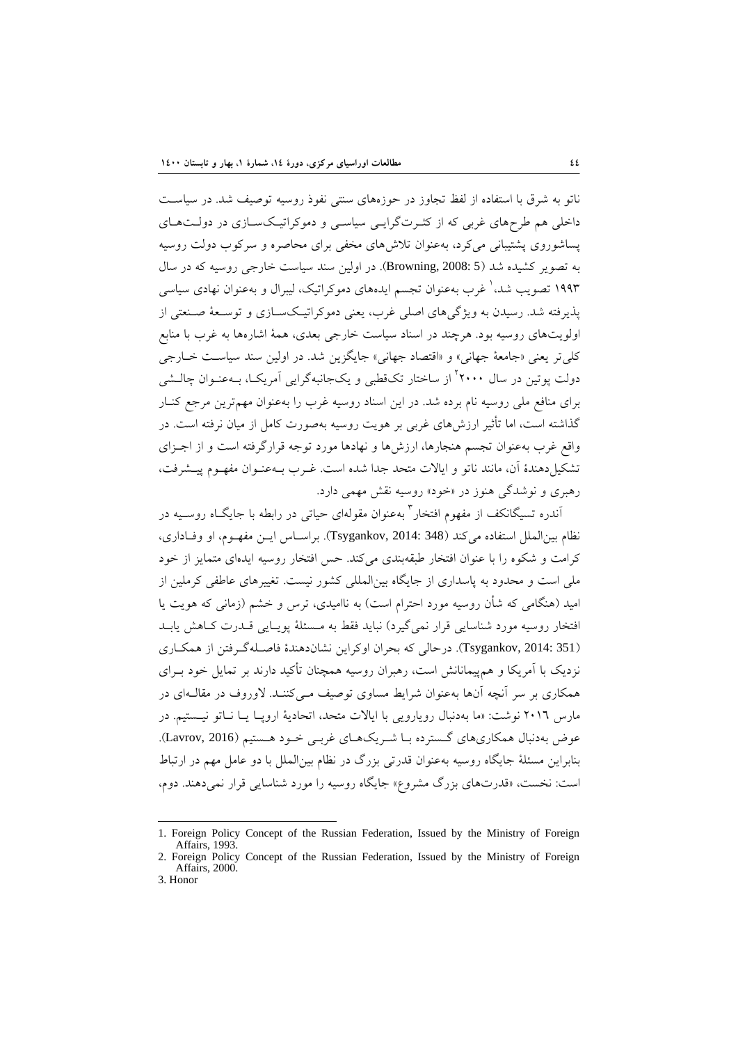ناتو به شرق با استفاده از لفظ تجاوز در حوزه‌های سنتی نفوذ روسیه توصیف شد. در سیاست داخلی هم طرح‌های غربی که از کثرت‌گرایی سیاسی و دموکراتیک‌سازی در دولت‌های پساشوروی پشتیبانی می‌کرد، به‌عنوان تلاش‌های مخفی برای محاصره و سرکوب دولت روسیه به تصویر کشیده شد (Browning, 2008: 5). در اولین سند سیاست خارجی روسیه که در سال ۱۹۹۳ تصویب شد،[1] غرب به‌عنوان تجسم ایده‌های دموکراتیک، لیبرال و به‌عنوان نهادی سیاسی پذیرفته شد. رسیدن به ویژگی‌های اصلی غرب، یعنی دموکراتیک‌سازی و توسعهٔ صنعتی از اولویت‌های روسیه بود. هرچند در اسناد سیاست خارجی بعدی، همهٔ اشاره‌ها به غرب با منابع کلی‌تر یعنی «جامعهٔ جهانی» و «اقتصاد جهانی» جایگزین شد. در اولین سند سیاست خارجی دولت پوتین در سال ۲۰۰۰[2] از ساختار تک‌قطبی و یک‌جانبه‌گرایی آمریکا، به‌عنوان چالشی برای منافع ملی روسیه نام برده شد. در این اسناد روسیه غرب را به‌عنوان مهم‌ترین مرجع کنار گذاشته است، اما تأثیر ارزش‌های غربی بر هویت روسیه به‌صورت کامل از میان نرفته است. در واقع غرب به‌عنوان تجسم هنجارها، ارزش‌ها و نهادها مورد توجه قرارگرفته است و از اجزای تشکیل‌دهندهٔ آن، مانند ناتو و ایالات متحد جدا شده است. غرب به‌عنوان مفهوم پیشرفت، رهبری و نوشدگی هنوز در «خود» روسیه نقش مهمی دارد.

آندره تسیگانکف از مفهوم افتخار[3] به‌عنوان مقوله‌ای حیاتی در رابطه با جایگاه روسیه در نظام بین‌الملل استفاده می‌کند (Tsygankov, 2014: 348). براساس این مفهوم، او وفاداری، کرامت و شکوه را با عنوان افتخار طبقه‌بندی می‌کند. حس افتخار روسیه ایده‌ای متمایز از خود ملی است و محدود به پاسداری از جایگاه بین‌المللی کشور نیست. تغییرهای عاطفی کرملین از امید (هنگامی که شأن روسیه مورد احترام است) به ناامیدی، ترس و خشم (زمانی که هویت یا افتخار روسیه مورد شناسایی قرار نمی‌گیرد) نباید فقط به مسئلهٔ پویایی قدرت کاهش یابد (Tsygankov, 2014: 351). درحالی که بحران اوکراین نشان‌دهندهٔ فاصله‌گرفتن از همکاری نزدیک با آمریکا و هم‌پیمانانش است، رهبران روسیه همچنان تأکید دارند بر تمایل خود برای همکاری بر سر آنچه آن‌ها به‌عنوان شرایط مساوی توصیف می‌کنند. لاوروف در مقاله‌ای در مارس ۲۰۱۶ نوشت: «ما به‌دنبال رویارویی با ایالات متحد، اتحادیهٔ اروپا یا ناتو نیستیم. در عوض به‌دنبال همکاری‌های گسترده با شریک‌های غربی خود هستیم (Lavrov, 2016). بنابراین مسئلهٔ جایگاه روسیه به‌عنوان قدرتی بزرگ در نظام بین‌الملل با دو عامل مهم در ارتباط است: نخست، «قدرت‌های بزرگ مشروع» جایگاه روسیه را مورد شناسایی قرار نمی‌دهند. دوم،

---

1. Foreign Policy Concept of the Russian Federation, Issued by the Ministry of Foreign Affairs, 1993.
2. Foreign Policy Concept of the Russian Federation, Issued by the Ministry of Foreign Affairs, 2000.
3. Honor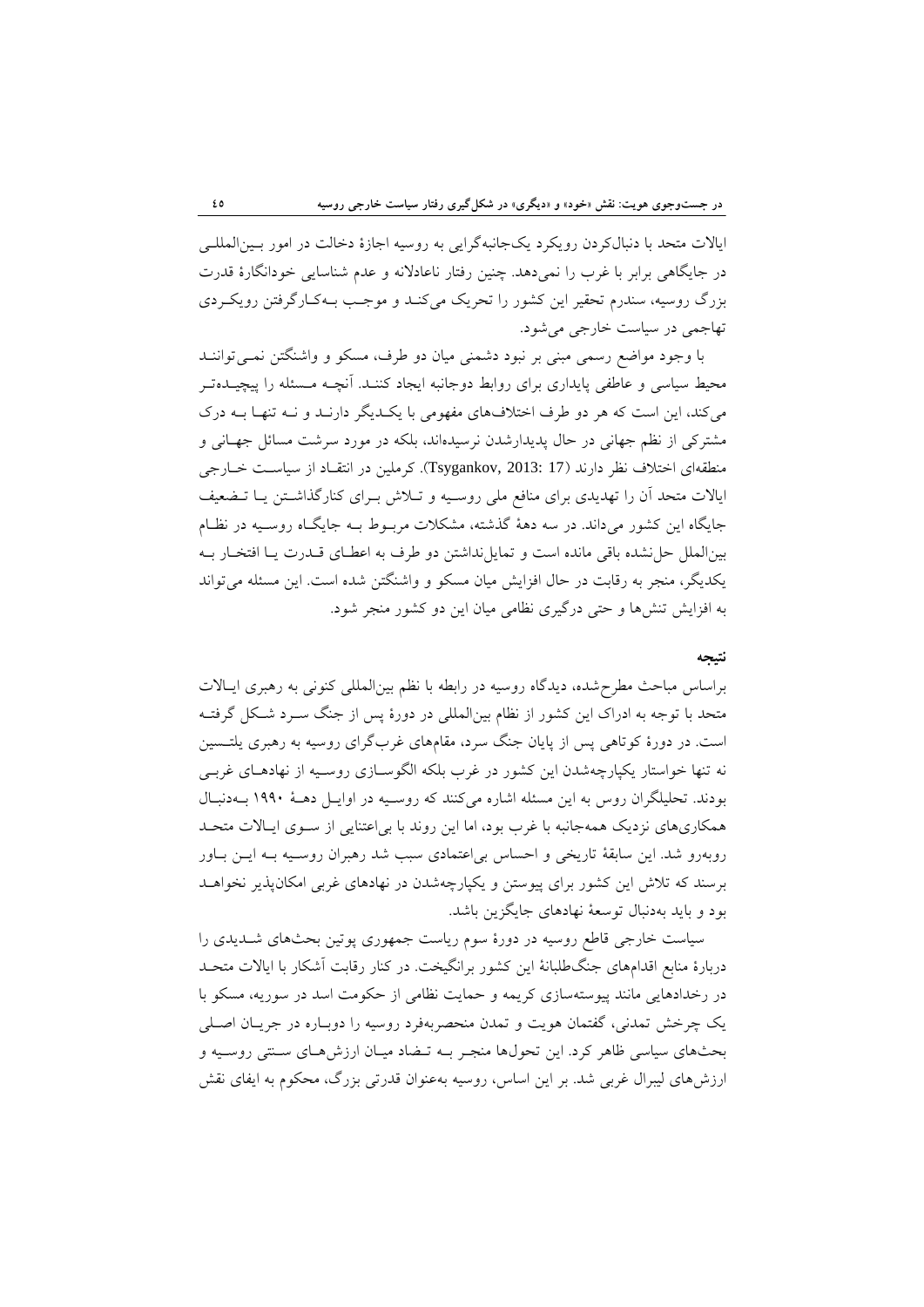ایالات متحد با دنبال‌کردن رویکرد یک‌جانبه‌گرایی به روسیه اجازهٔ دخالت در امور بین‌المللی در جایگاهی برابر با غرب را نمی‌دهد. چنین رفتار ناعادلانه و عدم شناسایی خودانگارهٔ قدرت بزرگ روسیه، سندرم تحقیر این کشور را تحریک می‌کند و موجب به‌کارگرفتن رویکردی تهاجمی در سیاست خارجی می‌شود.

با وجود مواضع رسمی مبنی بر نبود دشمنی میان دو طرف، مسکو و واشنگتن نمی‌توانند محیط سیاسی و عاطفی پایداری برای روابط دوجانبه ایجاد کنند. آنچه مسئله را پیچیده‌تر می‌کند، این است که هر دو طرف اختلاف‌های مفهومی با یکدیگر دارند و نه تنها به درک مشترکی از نظم جهانی در حال پدیدارشدن نرسیده‌اند، بلکه در مورد سرشت مسائل جهانی و منطقه‌ای اختلاف نظر دارند (Tsygankov, 2013: 17). کرملین در انتقاد از سیاست خارجی ایالات متحد آن را تهدیدی برای منافع ملی روسیه و تلاش برای کنارگذاشتن یا تضعیف جایگاه این کشور می‌داند. در سه دههٔ گذشته، مشکلات مربوط به جایگاه روسیه در نظام بین‌الملل حل‌نشده باقی مانده است و تمایل‌نداشتن دو طرف به اعطای قدرت یا افتخار به یکدیگر، منجر به رقابت در حال افزایش میان مسکو و واشنگتن شده است. این مسئله می‌تواند به افزایش تنش‌ها و حتی درگیری نظامی میان این دو کشور منجر شود.

## نتیجه

براساس مباحث مطرح‌شده، دیدگاه روسیه در رابطه با نظم بین‌المللی کنونی به رهبری ایالات متحد با توجه به ادراک این کشور از نظام بین‌المللی در دورهٔ پس از جنگ سرد شکل گرفته است. در دورهٔ کوتاهی پس از پایان جنگ سرد، مقام‌های غرب‌گرای روسیه به رهبری یلتسین نه تنها خواستار یکپارچه‌شدن این کشور در غرب بلکه الگوسازی روسیه از نهادهای غربی بودند. تحلیلگران روس به این مسئله اشاره می‌کنند که روسیه در اوایل دههٔ ۱۹۹۰ به‌دنبال همکاری‌های نزدیک همه‌جانبه با غرب بود، اما این روند با بی‌اعتنایی از سوی ایالات متحد روبه‌رو شد. این سابقهٔ تاریخی و احساس بی‌اعتمادی سبب شد رهبران روسیه به این باور برسند که تلاش این کشور برای پیوستن و یکپارچه‌شدن در نهادهای غربی امکان‌پذیر نخواهد بود و باید به‌دنبال توسعهٔ نهادهای جایگزین باشد.

سیاست خارجی قاطع روسیه در دورهٔ سوم ریاست جمهوری پوتین بحث‌های شدیدی را دربارهٔ منابع اقدام‌های جنگ‌طلبانهٔ این کشور برانگیخت. در کنار رقابت آشکار با ایالات متحد در رخدادهایی مانند پیوسته‌سازی کریمه و حمایت نظامی از حکومت اسد در سوریه، مسکو با یک چرخش تمدنی، گفتمان هویت و تمدن منحصربه‌فرد روسیه را دوباره در جریان اصلی بحث‌های سیاسی ظاهر کرد. این تحول‌ها منجر به تضاد میان ارزش‌های سنتی روسیه و ارزش‌های لیبرال غربی شد. بر این اساس، روسیه به‌عنوان قدرتی بزرگ، محکوم به ایفای نقش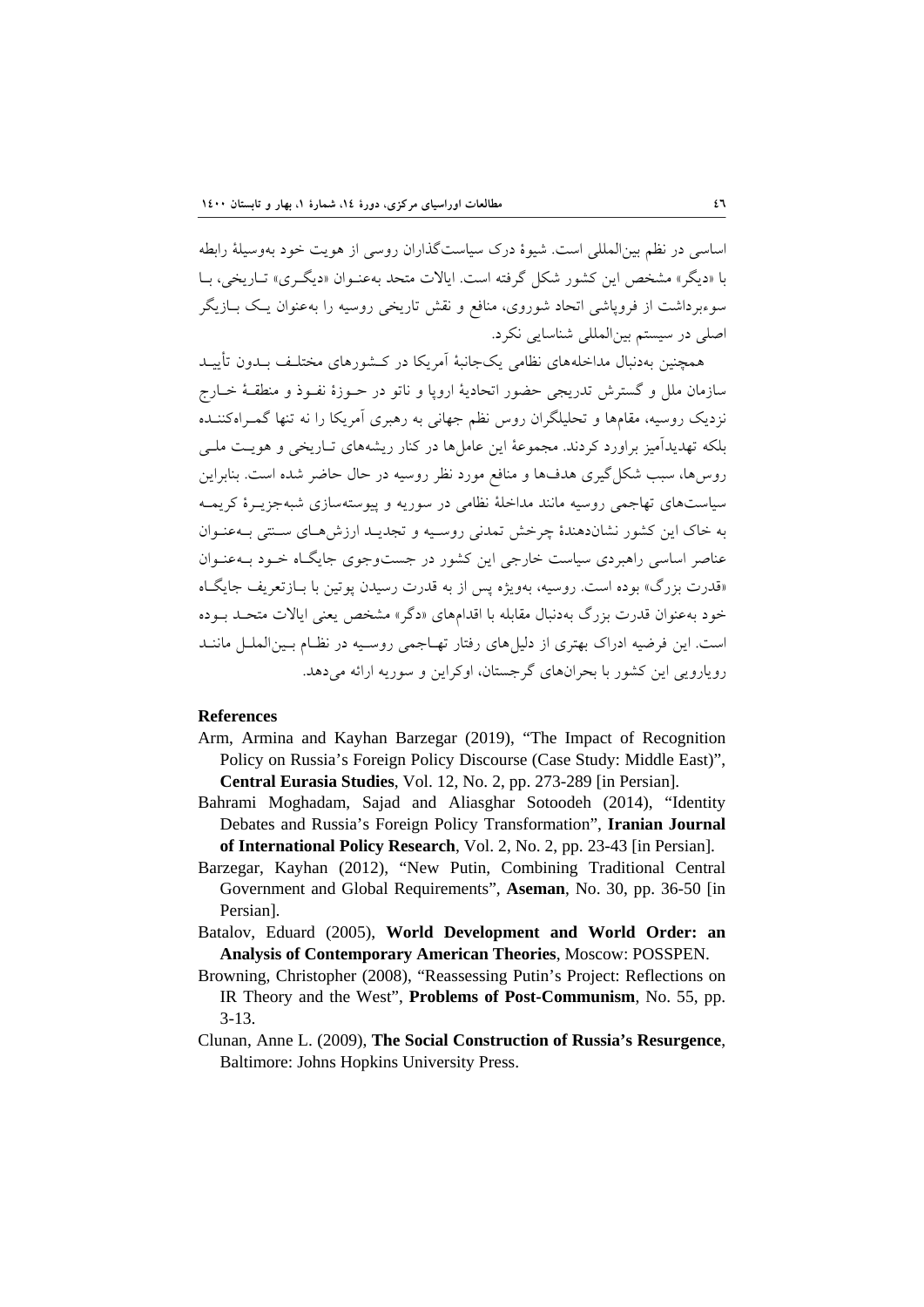اساسی در نظم بین‌المللی است. شیوهٔ درک سیاست‌گذاران روسی از هویت خود به‌وسیلهٔ رابطه با «دیگر» مشخص این کشور شکل گرفته است. ایالات متحد به‌عنوان «دیگری» تاریخی، با سوءبرداشت از فروپاشی اتحاد شوروی، منافع و نقش تاریخی روسیه را به‌عنوان یک بازیگر اصلی در سیستم بین‌المللی شناسایی نکرد.

همچنین به‌دنبال مداخله‌های نظامی یک‌جانبهٔ آمریکا در کشورهای مختلف بدون تأیید سازمان ملل و گسترش تدریجی حضور اتحادیهٔ اروپا و ناتو در حوزهٔ نفوذ و منطقهٔ خارج نزدیک روسیه، مقام‌ها و تحلیلگران روس نظم جهانی به رهبری آمریکا را نه تنها گمراه‌کننده بلکه تهدیدآمیز براورد کردند. مجموعهٔ این عامل‌ها در کنار ریشه‌های تاریخی و هویت ملی روس‌ها، سبب شکل‌گیری هدف‌ها و منافع مورد نظر روسیه در حال حاضر شده است. بنابراین سیاست‌های تهاجمی روسیه مانند مداخلهٔ نظامی در سوریه و پیوسته‌سازی شبه‌جزیرهٔ کریمه به خاک این کشور نشان‌دهندهٔ چرخش تمدنی روسیه و تجدید ارزش‌های سنتی به‌عنوان عناصر اساسی راهبردی سیاست خارجی این کشور در جست‌وجوی جایگاه خود به‌عنوان «قدرت بزرگ» بوده است. روسیه، به‌ویژه پس از به قدرت رسیدن پوتین با بازتعریف جایگاه خود به‌عنوان قدرت بزرگ به‌دنبال مقابله با اقدام‌های «دگر» مشخص یعنی ایالات متحد بوده است. این فرضیه ادراک بهتری از دلیل‌های رفتار تهاجمی روسیه در نظام بین‌الملل مانند رویارویی این کشور با بحران‌های گرجستان، اوکراین و سوریه ارائه می‌دهد.

## References

Arm, Armina and Kayhan Barzegar (2019), "The Impact of Recognition Policy on Russia's Foreign Policy Discourse (Case Study: Middle East)", **Central Eurasia Studies**, Vol. 12, No. 2, pp. 273-289 [in Persian].

Bahrami Moghadam, Sajad and Aliasghar Sotoodeh (2014), "Identity Debates and Russia's Foreign Policy Transformation", **Iranian Journal of International Policy Research**, Vol. 2, No. 2, pp. 23-43 [in Persian].

Barzegar, Kayhan (2012), "New Putin, Combining Traditional Central Government and Global Requirements", **Aseman**, No. 30, pp. 36-50 [in Persian].

Batalov, Eduard (2005), **World Development and World Order: an Analysis of Contemporary American Theories**, Moscow: POSSPEN.

Browning, Christopher (2008), "Reassessing Putin's Project: Reflections on IR Theory and the West", **Problems of Post-Communism**, No. 55, pp. 3-13.

Clunan, Anne L. (2009), **The Social Construction of Russia's Resurgence**, Baltimore: Johns Hopkins University Press.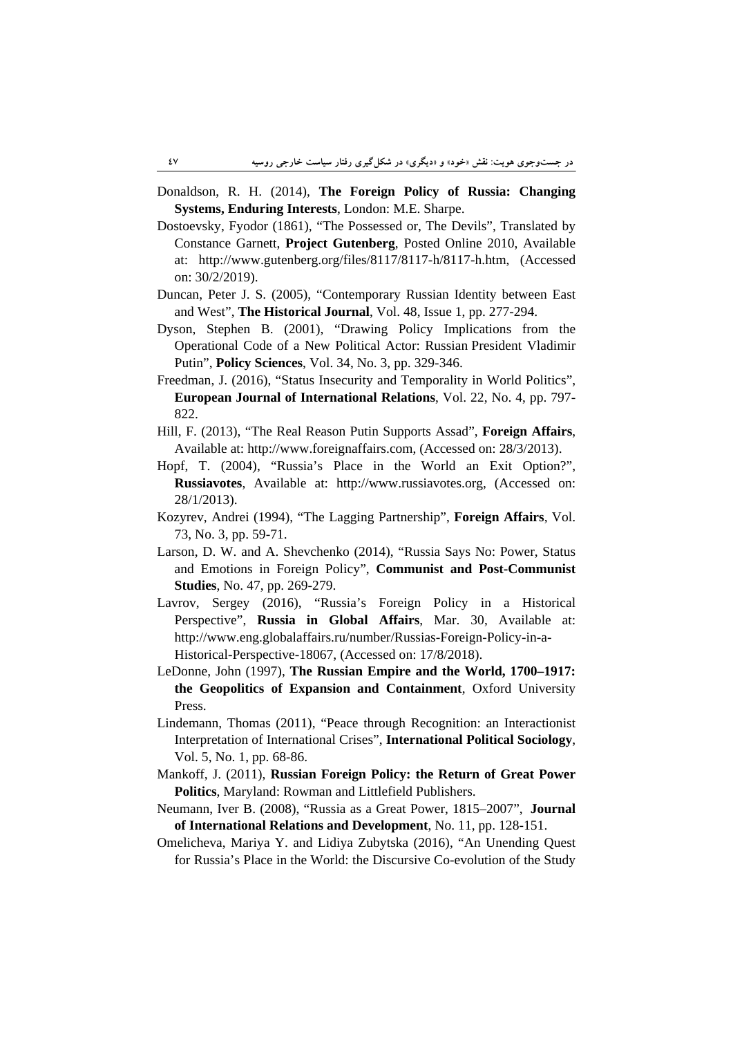Donaldson, R. H. (2014), **The Foreign Policy of Russia: Changing Systems, Enduring Interests**, London: M.E. Sharpe.

Dostoevsky, Fyodor (1861), "The Possessed or, The Devils", Translated by Constance Garnett, **Project Gutenberg**, Posted Online 2010, Available at: http://www.gutenberg.org/files/8117/8117-h/8117-h.htm, (Accessed on: 30/2/2019).

Duncan, Peter J. S. (2005), "Contemporary Russian Identity between East and West", **The Historical Journal**, Vol. 48, Issue 1, pp. 277-294.

Dyson, Stephen B. (2001), "Drawing Policy Implications from the Operational Code of a New Political Actor: Russian President Vladimir Putin", **Policy Sciences**, Vol. 34, No. 3, pp. 329-346.

Freedman, J. (2016), "Status Insecurity and Temporality in World Politics", **European Journal of International Relations**, Vol. 22, No. 4, pp. 797-822.

Hill, F. (2013), "The Real Reason Putin Supports Assad", **Foreign Affairs**, Available at: http://www.foreignaffairs.com, (Accessed on: 28/3/2013).

Hopf, T. (2004), "Russia's Place in the World an Exit Option?", **Russiavotes**, Available at: http://www.russiavotes.org, (Accessed on: 28/1/2013).

Kozyrev, Andrei (1994), "The Lagging Partnership", **Foreign Affairs**, Vol. 73, No. 3, pp. 59-71.

Larson, D. W. and A. Shevchenko (2014), "Russia Says No: Power, Status and Emotions in Foreign Policy", **Communist and Post-Communist Studies**, No. 47, pp. 269-279.

Lavrov, Sergey (2016), "Russia's Foreign Policy in a Historical Perspective", **Russia in Global Affairs**, Mar. 30, Available at: http://www.eng.globalaffairs.ru/number/Russias-Foreign-Policy-in-a-Historical-Perspective-18067, (Accessed on: 17/8/2018).

LeDonne, John (1997), **The Russian Empire and the World, 1700–1917: the Geopolitics of Expansion and Containment**, Oxford University Press.

Lindemann, Thomas (2011), "Peace through Recognition: an Interactionist Interpretation of International Crises", **International Political Sociology**, Vol. 5, No. 1, pp. 68-86.

Mankoff, J. (2011), **Russian Foreign Policy: the Return of Great Power Politics**, Maryland: Rowman and Littlefield Publishers.

Neumann, Iver B. (2008), "Russia as a Great Power, 1815–2007", **Journal of International Relations and Development**, No. 11, pp. 128-151.

Omelicheva, Mariya Y. and Lidiya Zubytska (2016), "An Unending Quest for Russia's Place in the World: the Discursive Co-evolution of the Study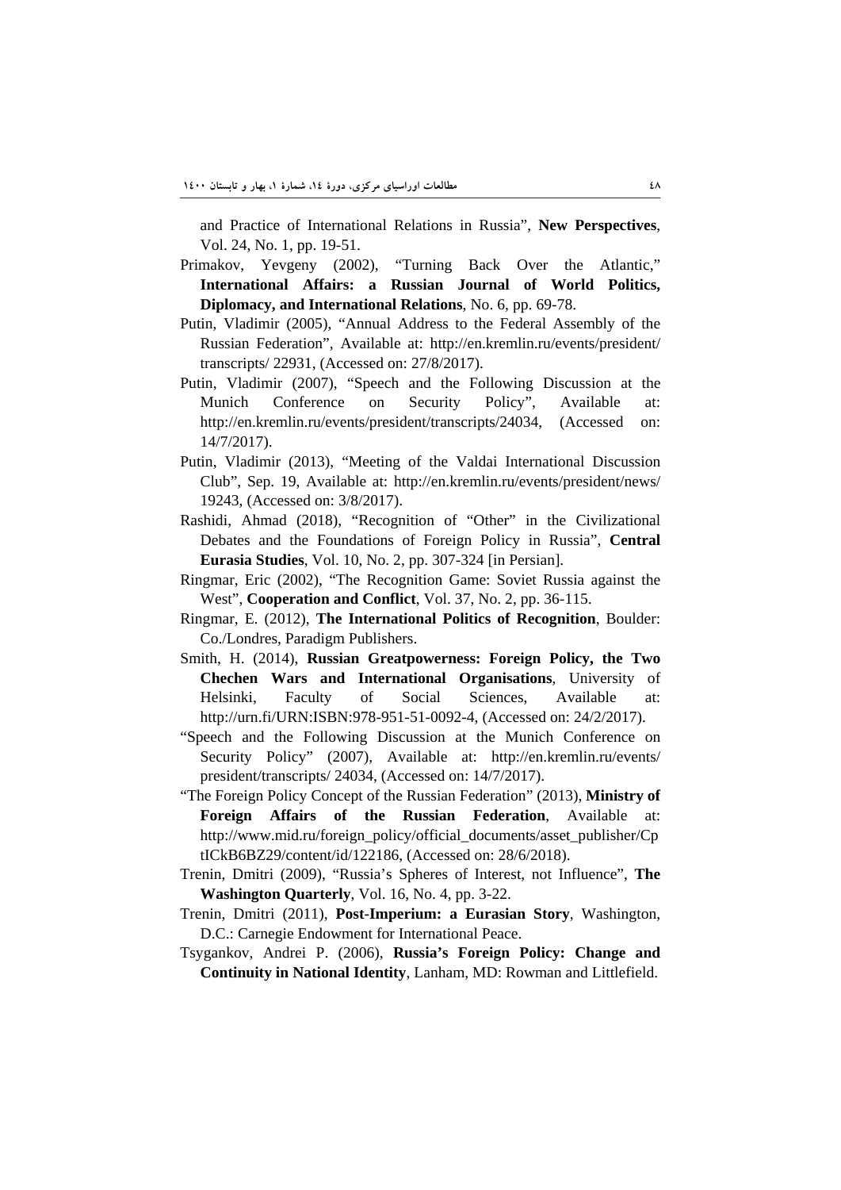and Practice of International Relations in Russia", **New Perspectives**, Vol. 24, No. 1, pp. 19-51.

Primakov, Yevgeny (2002), "Turning Back Over the Atlantic," **International Affairs: a Russian Journal of World Politics, Diplomacy, and International Relations**, No. 6, pp. 69-78.

Putin, Vladimir (2005), "Annual Address to the Federal Assembly of the Russian Federation", Available at: http://en.kremlin.ru/events/president/ transcripts/ 22931, (Accessed on: 27/8/2017).

Putin, Vladimir (2007), "Speech and the Following Discussion at the Munich Conference on Security Policy", Available at: http://en.kremlin.ru/events/president/transcripts/24034, (Accessed on: 14/7/2017).

Putin, Vladimir (2013), "Meeting of the Valdai International Discussion Club", Sep. 19, Available at: http://en.kremlin.ru/events/president/news/ 19243, (Accessed on: 3/8/2017).

Rashidi, Ahmad (2018), "Recognition of "Other" in the Civilizational Debates and the Foundations of Foreign Policy in Russia", **Central Eurasia Studies**, Vol. 10, No. 2, pp. 307-324 [in Persian].

Ringmar, Eric (2002), "The Recognition Game: Soviet Russia against the West", **Cooperation and Conflict**, Vol. 37, No. 2, pp. 36-115.

Ringmar, E. (2012), **The International Politics of Recognition**, Boulder: Co./Londres, Paradigm Publishers.

Smith, H. (2014), **Russian Greatpowerness: Foreign Policy, the Two Chechen Wars and International Organisations**, University of Helsinki, Faculty of Social Sciences, Available at: http://urn.fi/URN:ISBN:978-951-51-0092-4, (Accessed on: 24/2/2017).

"Speech and the Following Discussion at the Munich Conference on Security Policy" (2007), Available at: http://en.kremlin.ru/events/ president/transcripts/ 24034, (Accessed on: 14/7/2017).

"The Foreign Policy Concept of the Russian Federation" (2013), **Ministry of Foreign Affairs of the Russian Federation**, Available at: http://www.mid.ru/foreign_policy/official_documents/asset_publisher/CptICkB6BZ29/content/id/122186, (Accessed on: 28/6/2018).

Trenin, Dmitri (2009), "Russia's Spheres of Interest, not Influence", **The Washington Quarterly**, Vol. 16, No. 4, pp. 3-22.

Trenin, Dmitri (2011), **Post-Imperium: a Eurasian Story**, Washington, D.C.: Carnegie Endowment for International Peace.

Tsygankov, Andrei P. (2006), **Russia's Foreign Policy: Change and Continuity in National Identity**, Lanham, MD: Rowman and Littlefield.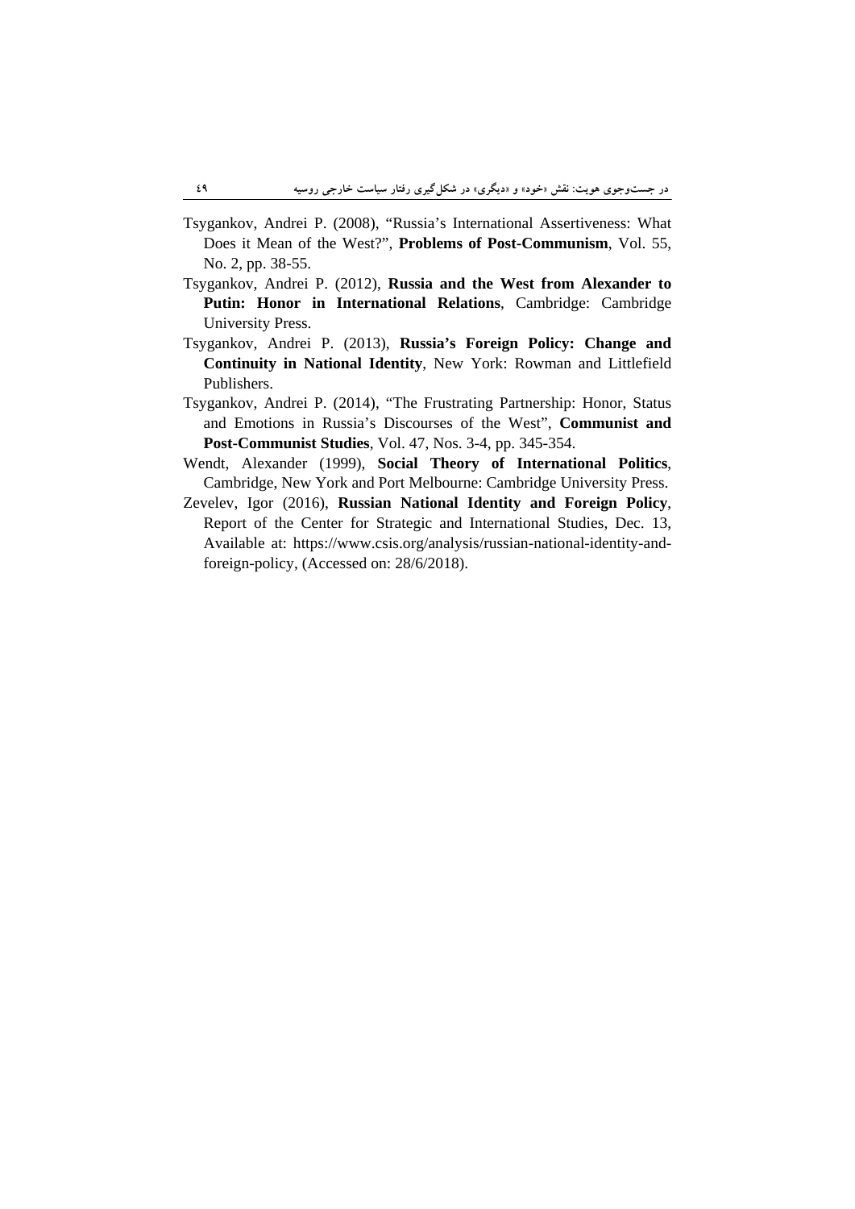Tsygankov, Andrei P. (2008), “Russia’s International Assertiveness: What Does it Mean of the West?”, **Problems of Post-Communism**, Vol. 55, No. 2, pp. 38-55.

Tsygankov, Andrei P. (2012), **Russia and the West from Alexander to Putin: Honor in International Relations**, Cambridge: Cambridge University Press.

Tsygankov, Andrei P. (2013), **Russia’s Foreign Policy: Change and Continuity in National Identity**, New York: Rowman and Littlefield Publishers.

Tsygankov, Andrei P. (2014), “The Frustrating Partnership: Honor, Status and Emotions in Russia’s Discourses of the West”, **Communist and Post-Communist Studies**, Vol. 47, Nos. 3-4, pp. 345-354.

Wendt, Alexander (1999), **Social Theory of International Politics**, Cambridge, New York and Port Melbourne: Cambridge University Press.

Zevelev, Igor (2016), **Russian National Identity and Foreign Policy**, Report of the Center for Strategic and International Studies, Dec. 13, Available at: https://www.csis.org/analysis/russian-national-identity-and-foreign-policy, (Accessed on: 28/6/2018).